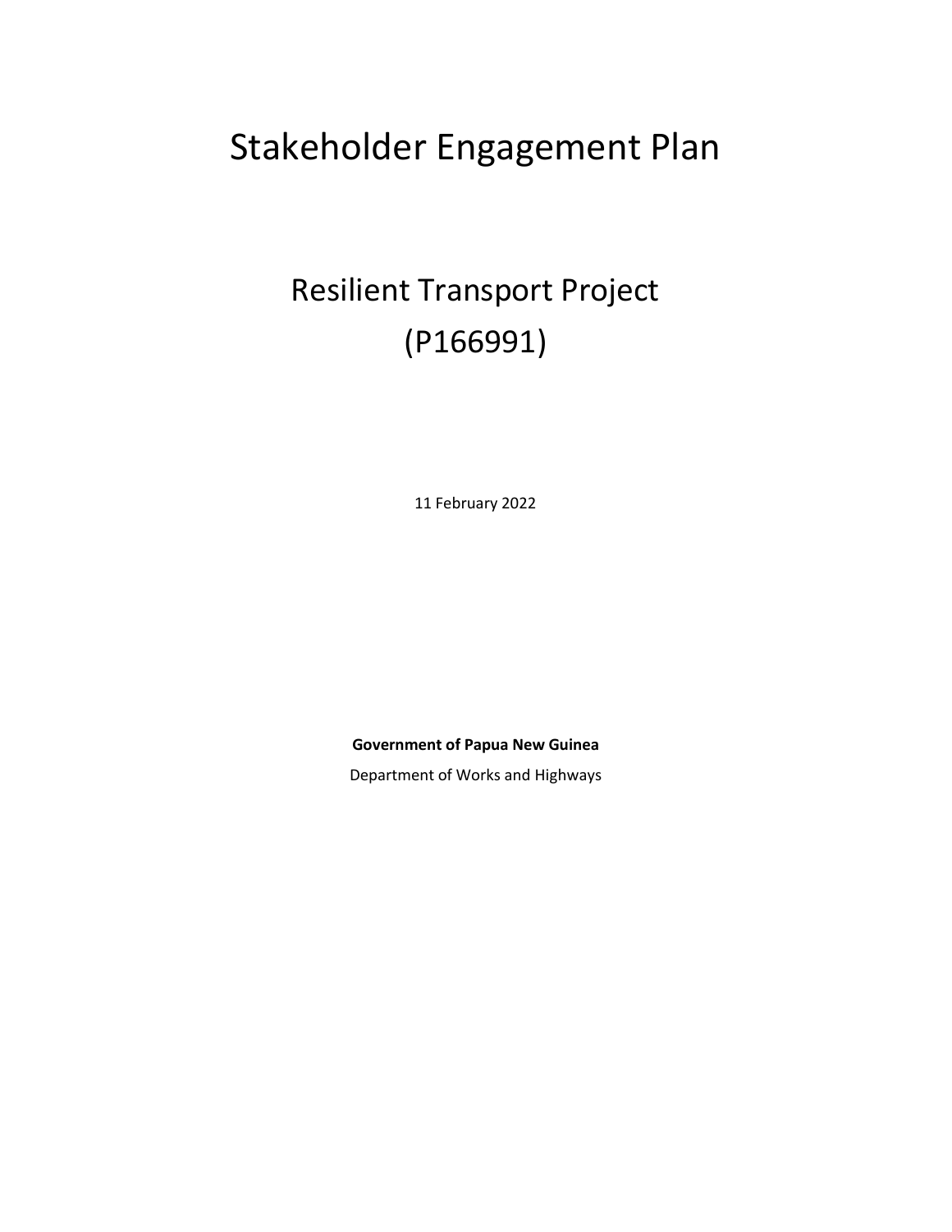# Stakeholder Engagement Plan

## Resilient Transport Project (P166991)

11 February 2022

**Government of Papua New Guinea**

Department of Works and Highways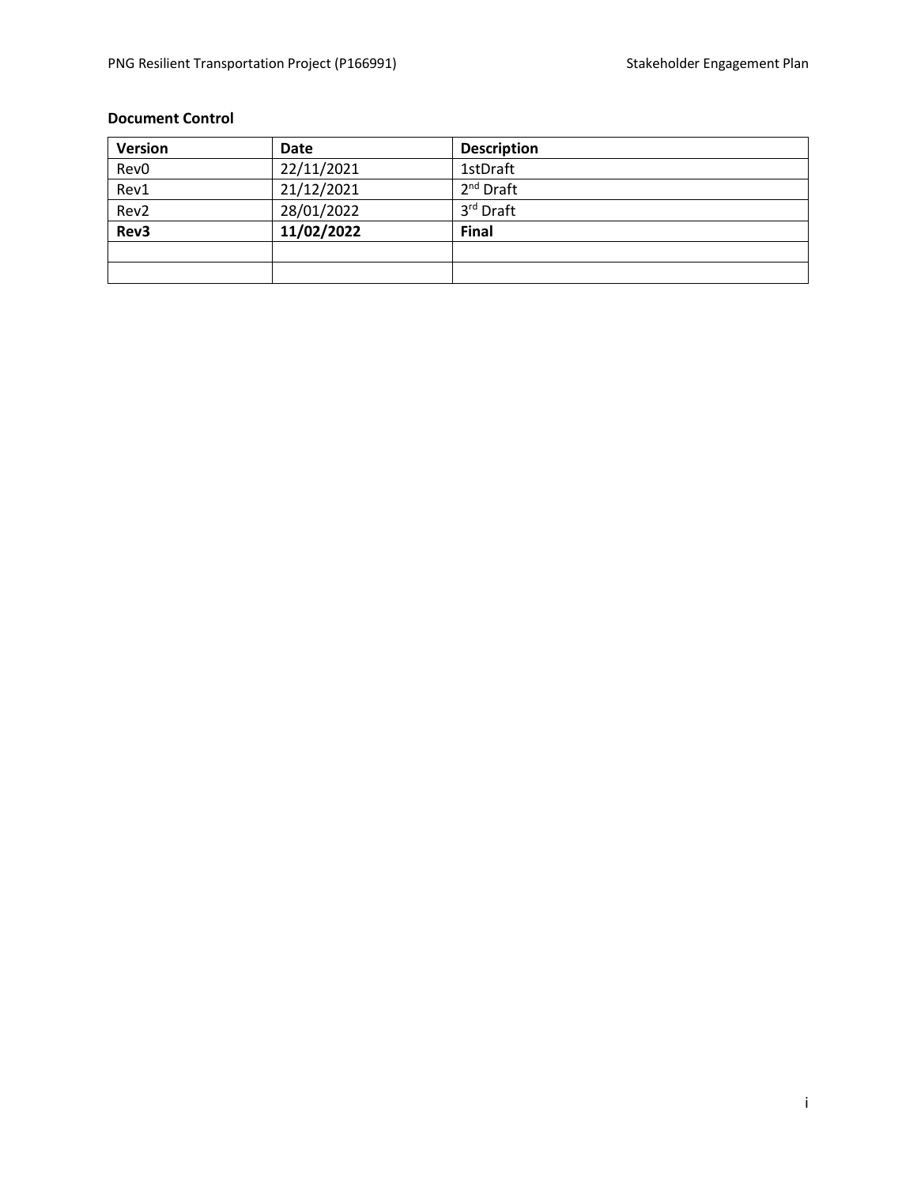**Document Control**

| Version | Date | Description |
| --- | --- | --- |
| Rev0 | 22/11/2021 | 1stDraft |
| Rev1 | 21/12/2021 | 2nd Draft |
| Rev2 | 28/01/2022 | 3rd Draft |
| **Rev3** | **11/02/2022** | **Final** |
| | | |
| | | |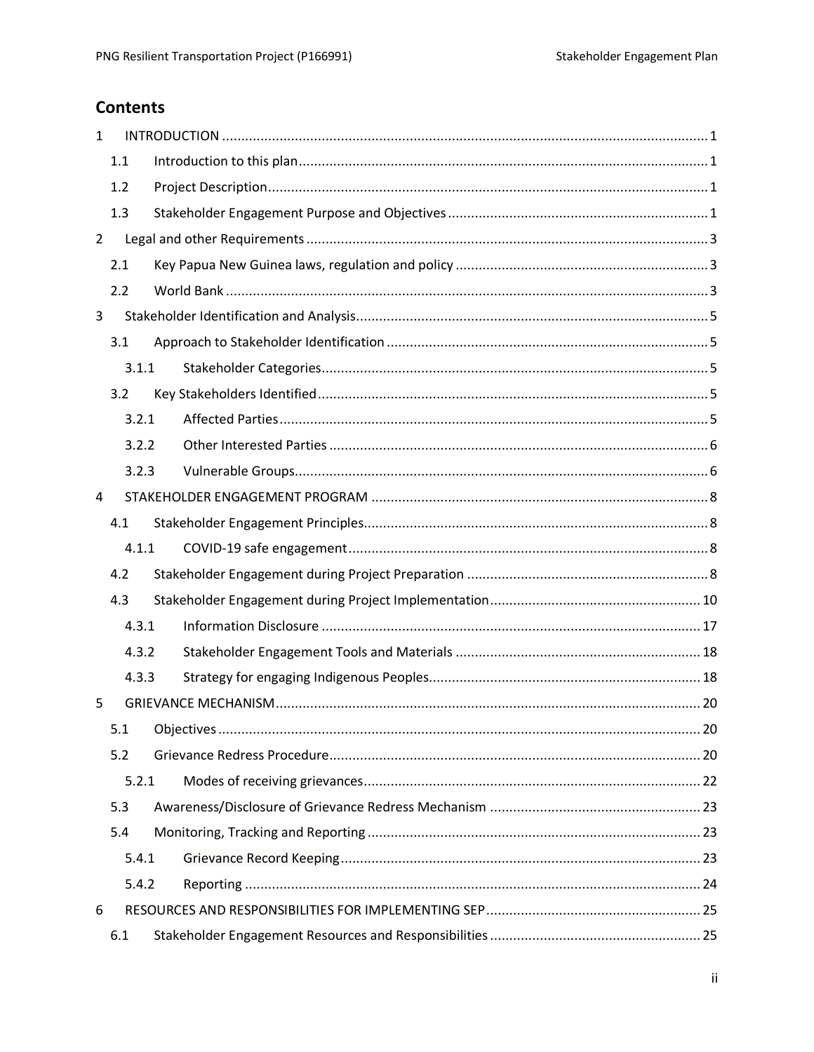## Contents

| | | |
|---|---|---|
| 1 | INTRODUCTION | 1 |
| 1.1 | Introduction to this plan | 1 |
| 1.2 | Project Description | 1 |
| 1.3 | Stakeholder Engagement Purpose and Objectives | 1 |
| 2 | Legal and other Requirements | 3 |
| 2.1 | Key Papua New Guinea laws, regulation and policy | 3 |
| 2.2 | World Bank | 3 |
| 3 | Stakeholder Identification and Analysis | 5 |
| 3.1 | Approach to Stakeholder Identification | 5 |
| 3.1.1 | Stakeholder Categories | 5 |
| 3.2 | Key Stakeholders Identified | 5 |
| 3.2.1 | Affected Parties | 5 |
| 3.2.2 | Other Interested Parties | 6 |
| 3.2.3 | Vulnerable Groups | 6 |
| 4 | STAKEHOLDER ENGAGEMENT PROGRAM | 8 |
| 4.1 | Stakeholder Engagement Principles | 8 |
| 4.1.1 | COVID-19 safe engagement | 8 |
| 4.2 | Stakeholder Engagement during Project Preparation | 8 |
| 4.3 | Stakeholder Engagement during Project Implementation | 10 |
| 4.3.1 | Information Disclosure | 17 |
| 4.3.2 | Stakeholder Engagement Tools and Materials | 18 |
| 4.3.3 | Strategy for engaging Indigenous Peoples | 18 |
| 5 | GRIEVANCE MECHANISM | 20 |
| 5.1 | Objectives | 20 |
| 5.2 | Grievance Redress Procedure | 20 |
| 5.2.1 | Modes of receiving grievances | 22 |
| 5.3 | Awareness/Disclosure of Grievance Redress Mechanism | 23 |
| 5.4 | Monitoring, Tracking and Reporting | 23 |
| 5.4.1 | Grievance Record Keeping | 23 |
| 5.4.2 | Reporting | 24 |
| 6 | RESOURCES AND RESPONSIBILITIES FOR IMPLEMENTING SEP | 25 |
| 6.1 | Stakeholder Engagement Resources and Responsibilities | 25 |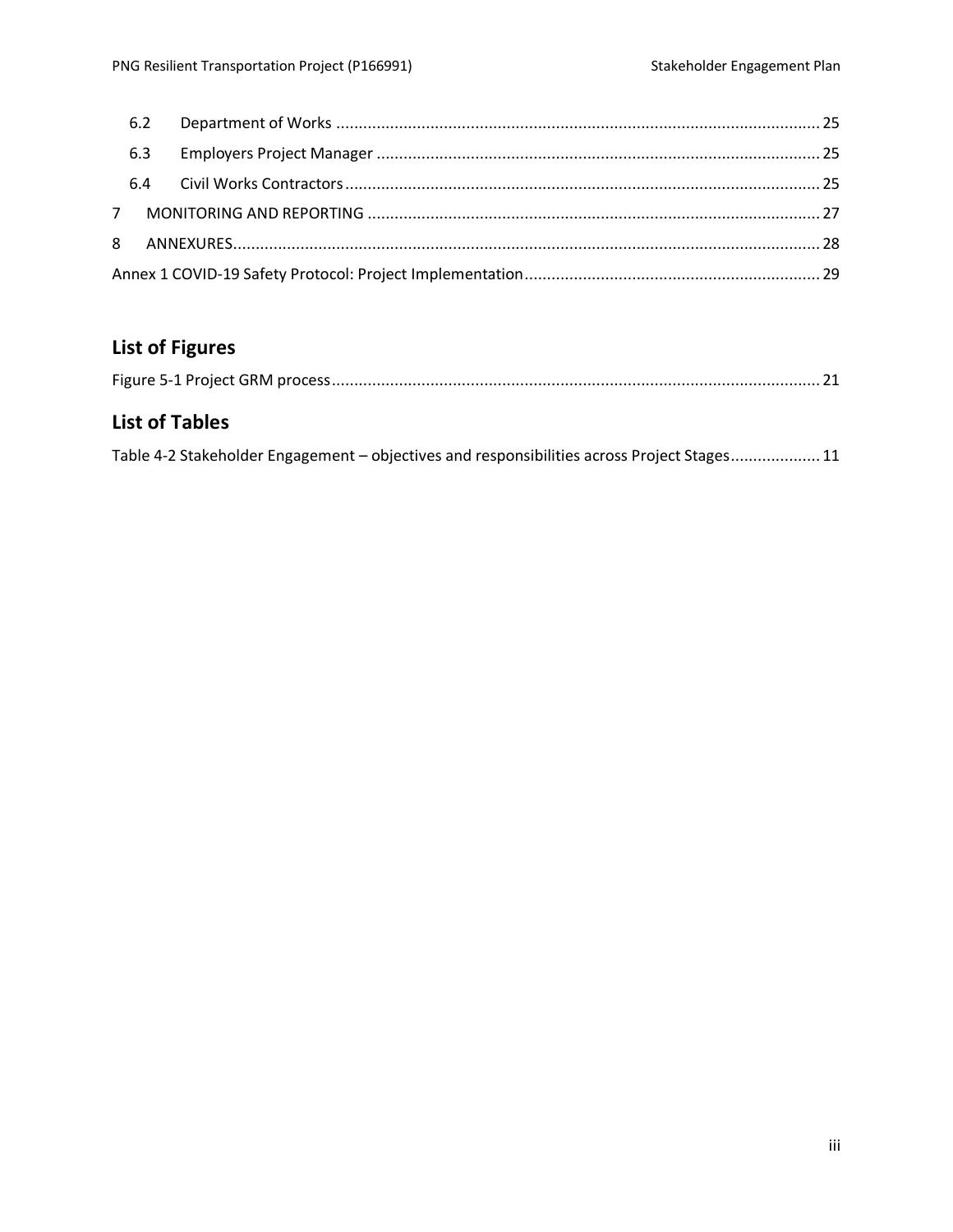6.2 Department of Works ........................................................................................................... 25

6.3 Employers Project Manager .................................................................................................. 25

6.4 Civil Works Contractors ......................................................................................................... 25

7 MONITORING AND REPORTING .................................................................................................... 27

8 ANNEXURES..................................................................................................................................... 28

Annex 1 COVID-19 Safety Protocol: Project Implementation ................................................................. 29

## List of Figures

Figure 5-1 Project GRM process ............................................................................................................ 21

## List of Tables

Table 4-2 Stakeholder Engagement – objectives and responsibilities across Project Stages .................... 11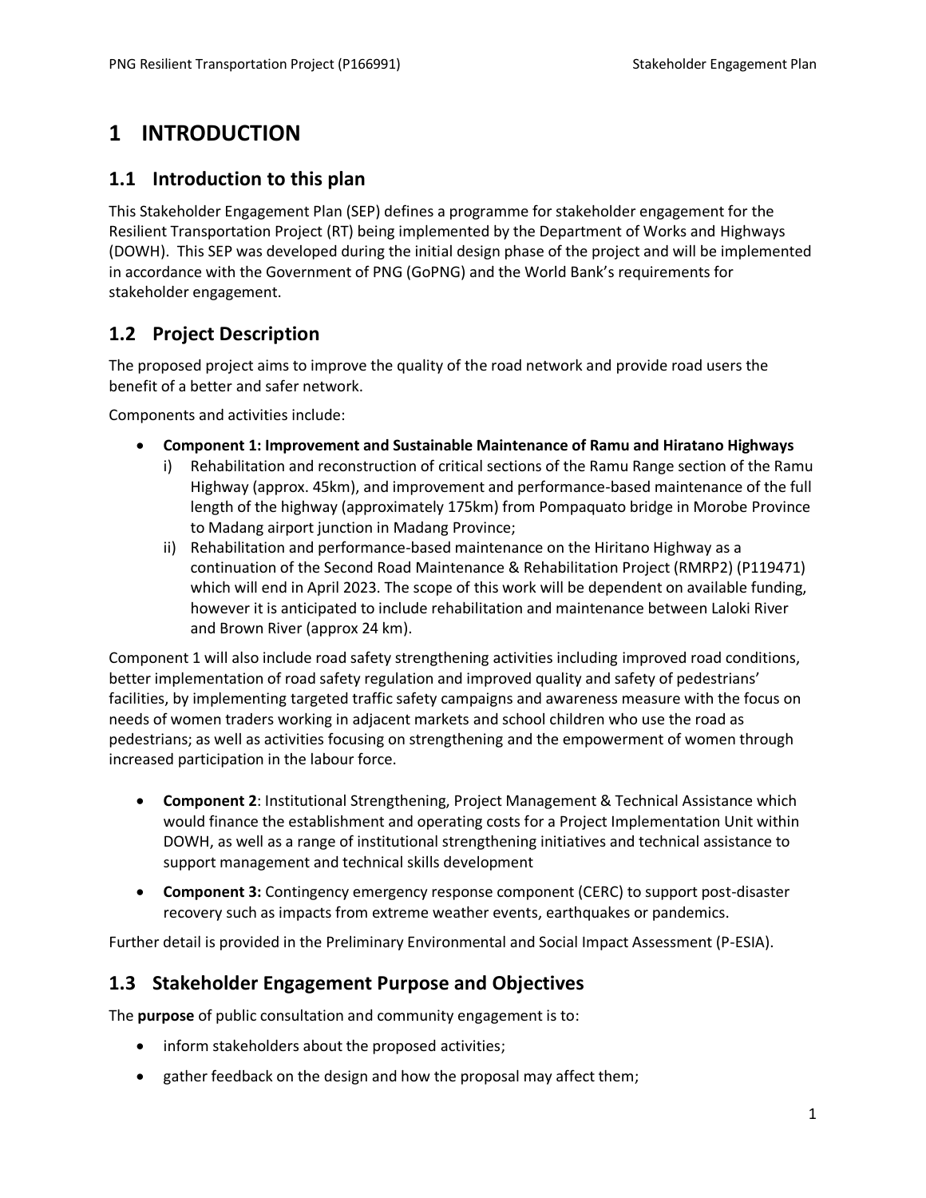# 1 INTRODUCTION

## 1.1 Introduction to this plan

This Stakeholder Engagement Plan (SEP) defines a programme for stakeholder engagement for the Resilient Transportation Project (RT) being implemented by the Department of Works and Highways (DOWH). This SEP was developed during the initial design phase of the project and will be implemented in accordance with the Government of PNG (GoPNG) and the World Bank's requirements for stakeholder engagement.

## 1.2 Project Description

The proposed project aims to improve the quality of the road network and provide road users the benefit of a better and safer network.

Components and activities include:

- **Component 1: Improvement and Sustainable Maintenance of Ramu and Hiratano Highways**
    i) Rehabilitation and reconstruction of critical sections of the Ramu Range section of the Ramu Highway (approx. 45km), and improvement and performance-based maintenance of the full length of the highway (approximately 175km) from Pompaquato bridge in Morobe Province to Madang airport junction in Madang Province;
    ii) Rehabilitation and performance-based maintenance on the Hiritano Highway as a continuation of the Second Road Maintenance & Rehabilitation Project (RMRP2) (P119471) which will end in April 2023. The scope of this work will be dependent on available funding, however it is anticipated to include rehabilitation and maintenance between Laloki River and Brown River (approx 24 km).

Component 1 will also include road safety strengthening activities including improved road conditions, better implementation of road safety regulation and improved quality and safety of pedestrians' facilities, by implementing targeted traffic safety campaigns and awareness measure with the focus on needs of women traders working in adjacent markets and school children who use the road as pedestrians; as well as activities focusing on strengthening and the empowerment of women through increased participation in the labour force.

- **Component 2**: Institutional Strengthening, Project Management & Technical Assistance which would finance the establishment and operating costs for a Project Implementation Unit within DOWH, as well as a range of institutional strengthening initiatives and technical assistance to support management and technical skills development
- **Component 3:** Contingency emergency response component (CERC) to support post-disaster recovery such as impacts from extreme weather events, earthquakes or pandemics.

Further detail is provided in the Preliminary Environmental and Social Impact Assessment (P-ESIA).

## 1.3 Stakeholder Engagement Purpose and Objectives

The **purpose** of public consultation and community engagement is to:

- inform stakeholders about the proposed activities;
- gather feedback on the design and how the proposal may affect them;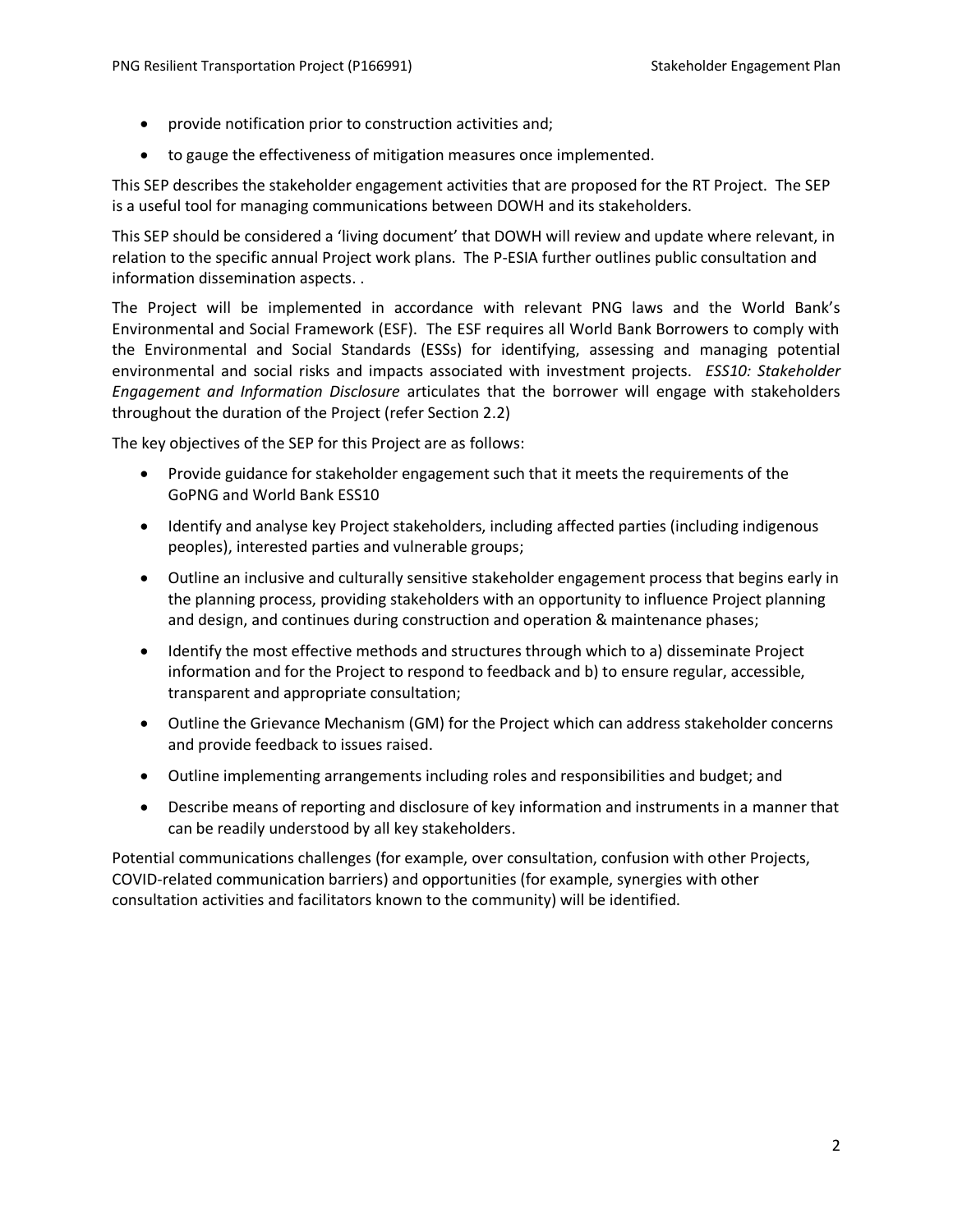- provide notification prior to construction activities and;
- to gauge the effectiveness of mitigation measures once implemented.

This SEP describes the stakeholder engagement activities that are proposed for the RT Project. The SEP is a useful tool for managing communications between DOWH and its stakeholders.

This SEP should be considered a 'living document' that DOWH will review and update where relevant, in relation to the specific annual Project work plans. The P-ESIA further outlines public consultation and information dissemination aspects. .

The Project will be implemented in accordance with relevant PNG laws and the World Bank's Environmental and Social Framework (ESF). The ESF requires all World Bank Borrowers to comply with the Environmental and Social Standards (ESSs) for identifying, assessing and managing potential environmental and social risks and impacts associated with investment projects. *ESS10: Stakeholder Engagement and Information Disclosure* articulates that the borrower will engage with stakeholders throughout the duration of the Project (refer Section 2.2)

The key objectives of the SEP for this Project are as follows:

- Provide guidance for stakeholder engagement such that it meets the requirements of the GoPNG and World Bank ESS10
- Identify and analyse key Project stakeholders, including affected parties (including indigenous peoples), interested parties and vulnerable groups;
- Outline an inclusive and culturally sensitive stakeholder engagement process that begins early in the planning process, providing stakeholders with an opportunity to influence Project planning and design, and continues during construction and operation & maintenance phases;
- Identify the most effective methods and structures through which to a) disseminate Project information and for the Project to respond to feedback and b) to ensure regular, accessible, transparent and appropriate consultation;
- Outline the Grievance Mechanism (GM) for the Project which can address stakeholder concerns and provide feedback to issues raised.
- Outline implementing arrangements including roles and responsibilities and budget; and
- Describe means of reporting and disclosure of key information and instruments in a manner that can be readily understood by all key stakeholders.

Potential communications challenges (for example, over consultation, confusion with other Projects, COVID-related communication barriers) and opportunities (for example, synergies with other consultation activities and facilitators known to the community) will be identified.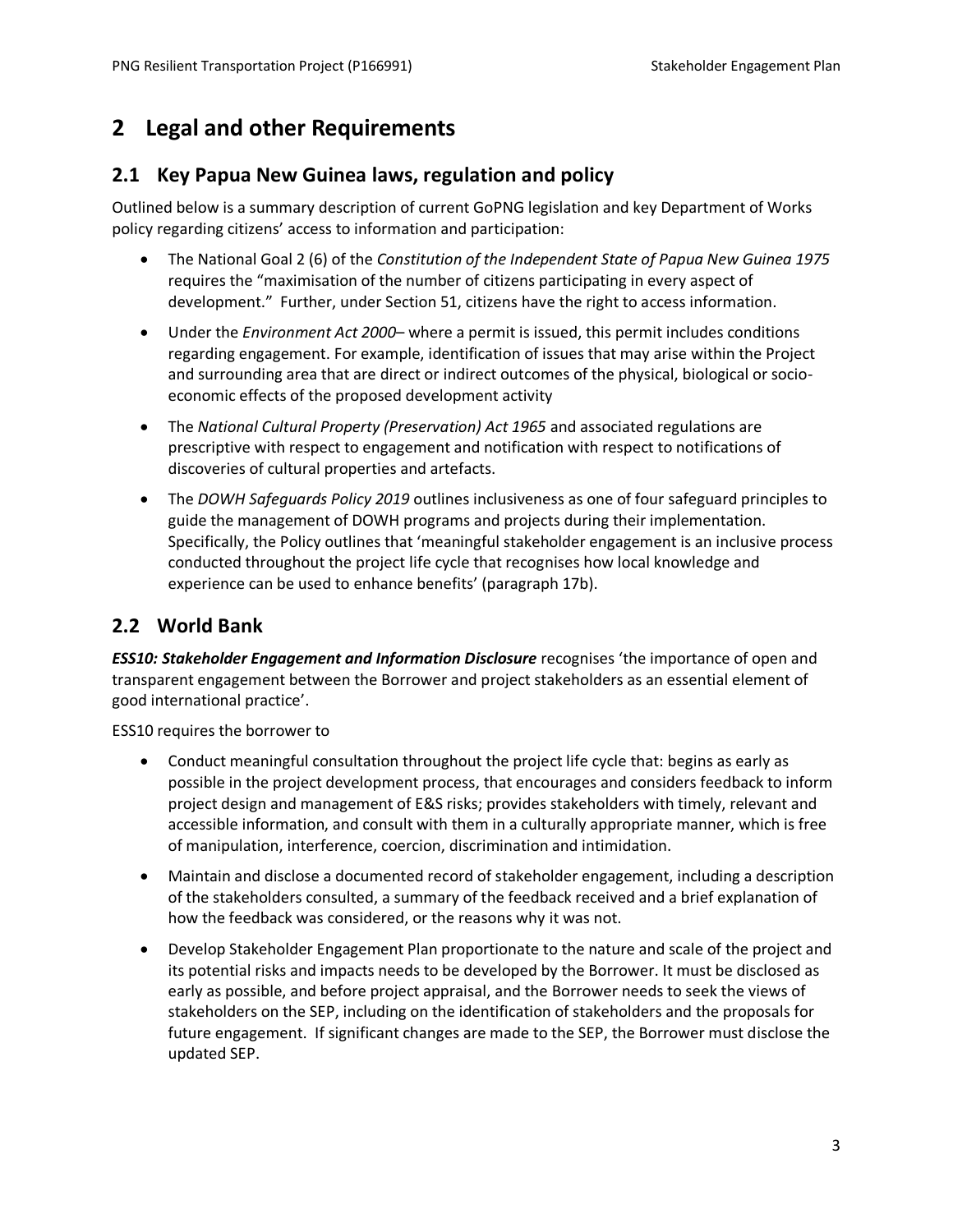# 2 Legal and other Requirements

## 2.1 Key Papua New Guinea laws, regulation and policy

Outlined below is a summary description of current GoPNG legislation and key Department of Works policy regarding citizens' access to information and participation:

- The National Goal 2 (6) of the *Constitution of the Independent State of Papua New Guinea 1975* requires the "maximisation of the number of citizens participating in every aspect of development." Further, under Section 51, citizens have the right to access information.
- Under the *Environment Act 2000*– where a permit is issued, this permit includes conditions regarding engagement. For example, identification of issues that may arise within the Project and surrounding area that are direct or indirect outcomes of the physical, biological or socio-economic effects of the proposed development activity
- The *National Cultural Property (Preservation) Act 1965* and associated regulations are prescriptive with respect to engagement and notification with respect to notifications of discoveries of cultural properties and artefacts.
- The *DOWH Safeguards Policy 2019* outlines inclusiveness as one of four safeguard principles to guide the management of DOWH programs and projects during their implementation. Specifically, the Policy outlines that 'meaningful stakeholder engagement is an inclusive process conducted throughout the project life cycle that recognises how local knowledge and experience can be used to enhance benefits' (paragraph 17b).

## 2.2 World Bank

***ESS10: Stakeholder Engagement and Information Disclosure*** recognises 'the importance of open and transparent engagement between the Borrower and project stakeholders as an essential element of good international practice'.

ESS10 requires the borrower to

- Conduct meaningful consultation throughout the project life cycle that: begins as early as possible in the project development process, that encourages and considers feedback to inform project design and management of E&S risks; provides stakeholders with timely, relevant and accessible information, and consult with them in a culturally appropriate manner, which is free of manipulation, interference, coercion, discrimination and intimidation.
- Maintain and disclose a documented record of stakeholder engagement, including a description of the stakeholders consulted, a summary of the feedback received and a brief explanation of how the feedback was considered, or the reasons why it was not.
- Develop Stakeholder Engagement Plan proportionate to the nature and scale of the project and its potential risks and impacts needs to be developed by the Borrower. It must be disclosed as early as possible, and before project appraisal, and the Borrower needs to seek the views of stakeholders on the SEP, including on the identification of stakeholders and the proposals for future engagement. If significant changes are made to the SEP, the Borrower must disclose the updated SEP.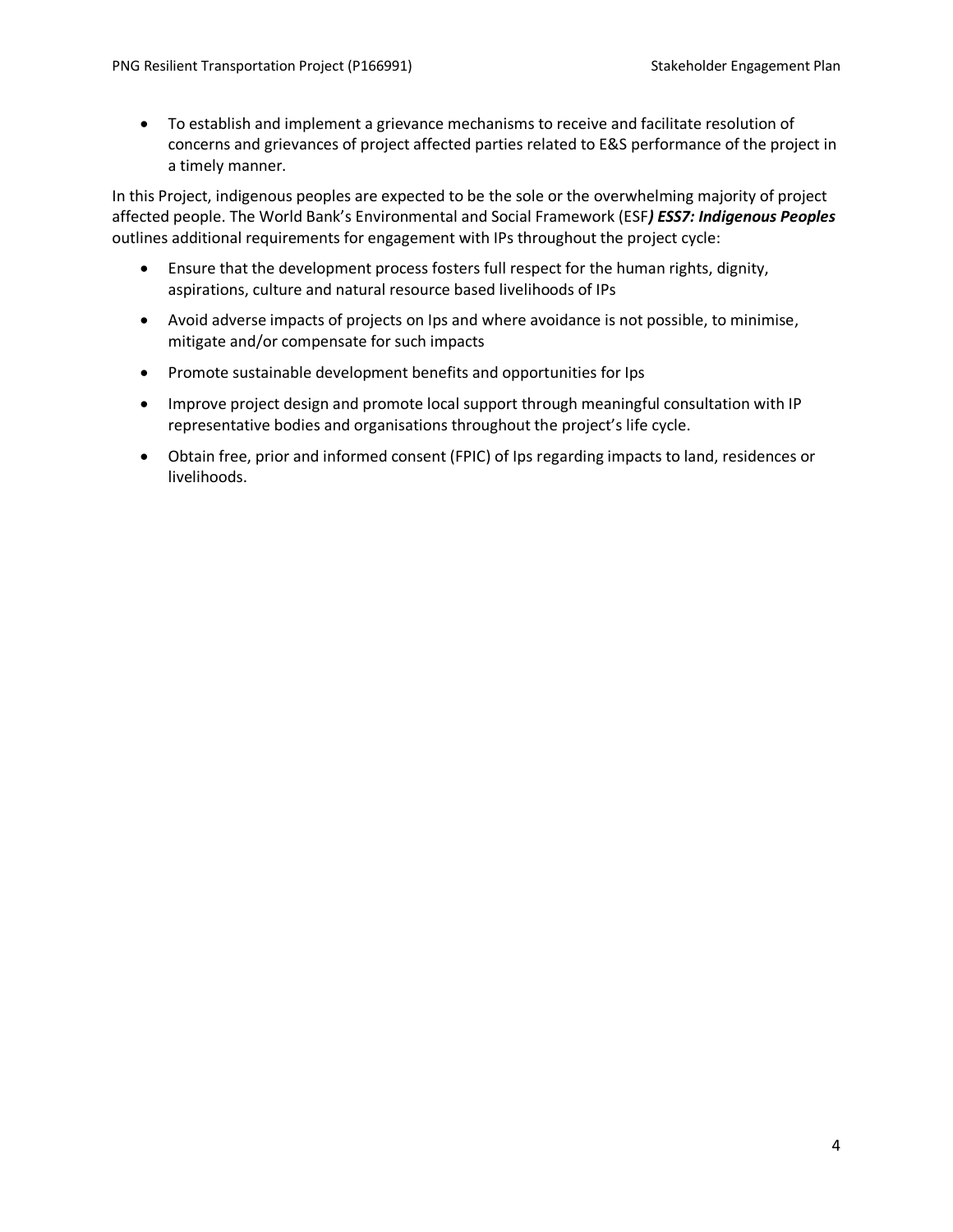- To establish and implement a grievance mechanisms to receive and facilitate resolution of concerns and grievances of project affected parties related to E&S performance of the project in a timely manner.

In this Project, indigenous peoples are expected to be the sole or the overwhelming majority of project affected people. The World Bank's Environmental and Social Framework (ESF***) ESS7: Indigenous Peoples*** outlines additional requirements for engagement with IPs throughout the project cycle:

- Ensure that the development process fosters full respect for the human rights, dignity, aspirations, culture and natural resource based livelihoods of IPs
- Avoid adverse impacts of projects on Ips and where avoidance is not possible, to minimise, mitigate and/or compensate for such impacts
- Promote sustainable development benefits and opportunities for Ips
- Improve project design and promote local support through meaningful consultation with IP representative bodies and organisations throughout the project's life cycle.
- Obtain free, prior and informed consent (FPIC) of Ips regarding impacts to land, residences or livelihoods.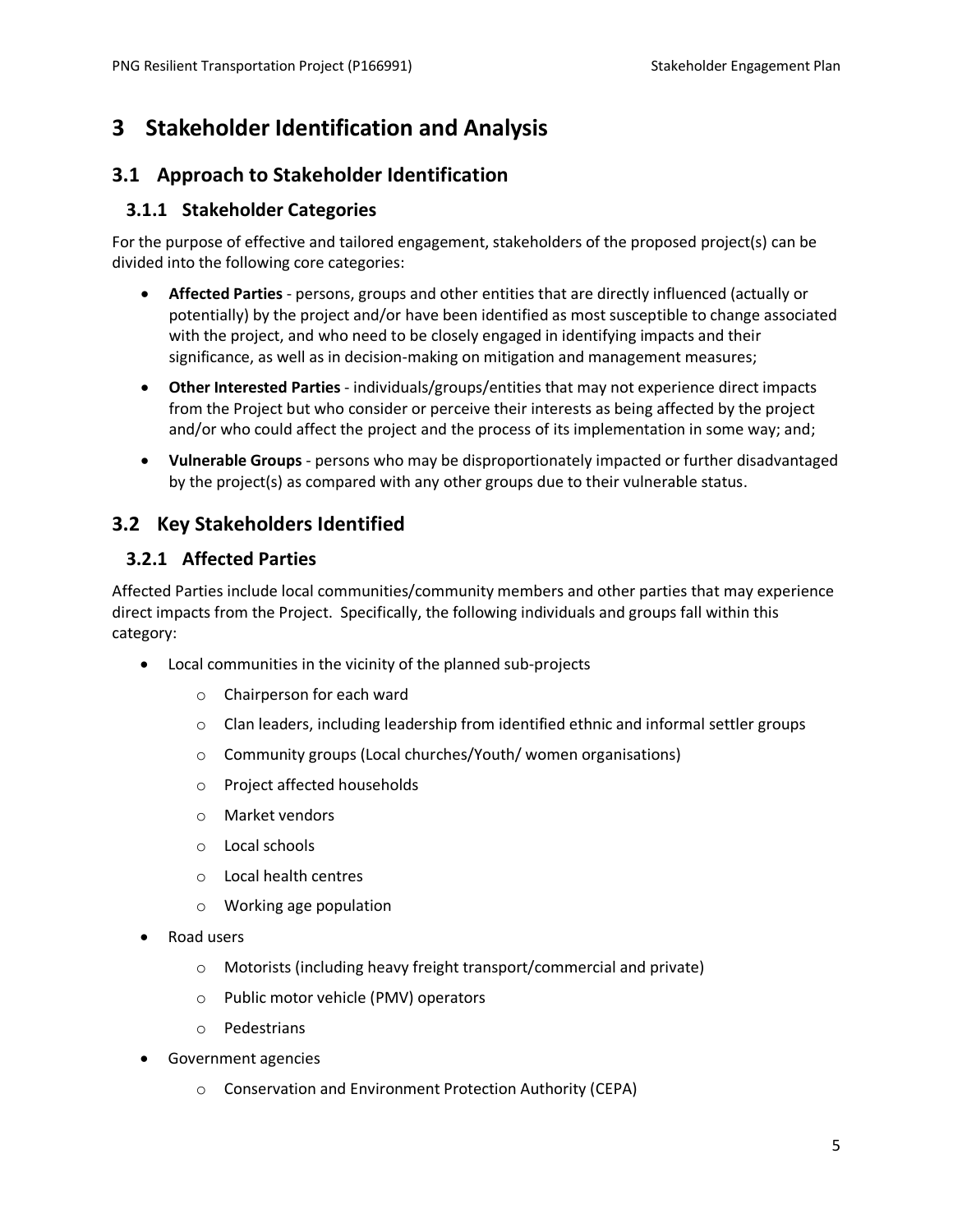# 3 Stakeholder Identification and Analysis

## 3.1 Approach to Stakeholder Identification

### 3.1.1 Stakeholder Categories

For the purpose of effective and tailored engagement, stakeholders of the proposed project(s) can be divided into the following core categories:

- **Affected Parties** - persons, groups and other entities that are directly influenced (actually or potentially) by the project and/or have been identified as most susceptible to change associated with the project, and who need to be closely engaged in identifying impacts and their significance, as well as in decision-making on mitigation and management measures;
- **Other Interested Parties** - individuals/groups/entities that may not experience direct impacts from the Project but who consider or perceive their interests as being affected by the project and/or who could affect the project and the process of its implementation in some way; and;
- **Vulnerable Groups** - persons who may be disproportionately impacted or further disadvantaged by the project(s) as compared with any other groups due to their vulnerable status.

## 3.2 Key Stakeholders Identified

### 3.2.1 Affected Parties

Affected Parties include local communities/community members and other parties that may experience direct impacts from the Project. Specifically, the following individuals and groups fall within this category:

- Local communities in the vicinity of the planned sub-projects
  - Chairperson for each ward
  - Clan leaders, including leadership from identified ethnic and informal settler groups
  - Community groups (Local churches/Youth/ women organisations)
  - Project affected households
  - Market vendors
  - Local schools
  - Local health centres
  - Working age population
- Road users
  - Motorists (including heavy freight transport/commercial and private)
  - Public motor vehicle (PMV) operators
  - Pedestrians
- Government agencies
  - Conservation and Environment Protection Authority (CEPA)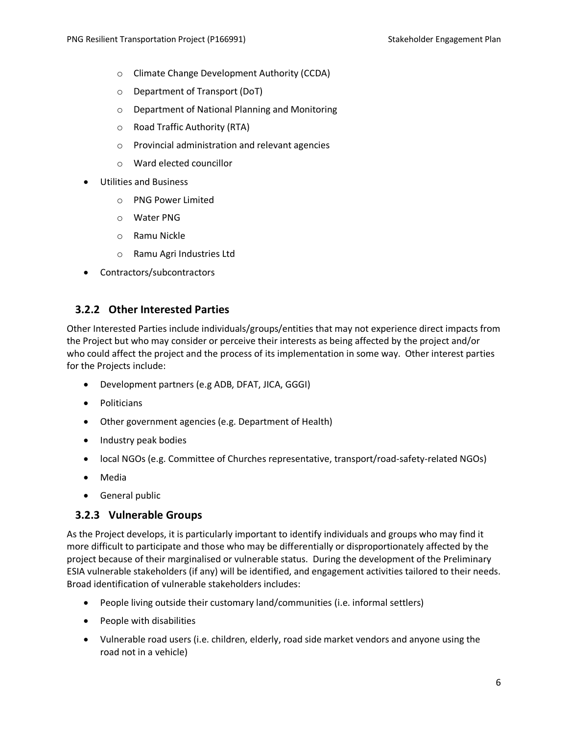- Climate Change Development Authority (CCDA)
  - Department of Transport (DoT)
  - Department of National Planning and Monitoring
  - Road Traffic Authority (RTA)
  - Provincial administration and relevant agencies
  - Ward elected councillor
- Utilities and Business
  - PNG Power Limited
  - Water PNG
  - Ramu Nickle
  - Ramu Agri Industries Ltd
- Contractors/subcontractors

### 3.2.2 Other Interested Parties

Other Interested Parties include individuals/groups/entities that may not experience direct impacts from the Project but who may consider or perceive their interests as being affected by the project and/or who could affect the project and the process of its implementation in some way. Other interest parties for the Projects include:

- Development partners (e.g ADB, DFAT, JICA, GGGI)
- Politicians
- Other government agencies (e.g. Department of Health)
- Industry peak bodies
- local NGOs (e.g. Committee of Churches representative, transport/road-safety-related NGOs)
- Media
- General public

### 3.2.3 Vulnerable Groups

As the Project develops, it is particularly important to identify individuals and groups who may find it more difficult to participate and those who may be differentially or disproportionately affected by the project because of their marginalised or vulnerable status. During the development of the Preliminary ESIA vulnerable stakeholders (if any) will be identified, and engagement activities tailored to their needs. Broad identification of vulnerable stakeholders includes:

- People living outside their customary land/communities (i.e. informal settlers)
- People with disabilities
- Vulnerable road users (i.e. children, elderly, road side market vendors and anyone using the road not in a vehicle)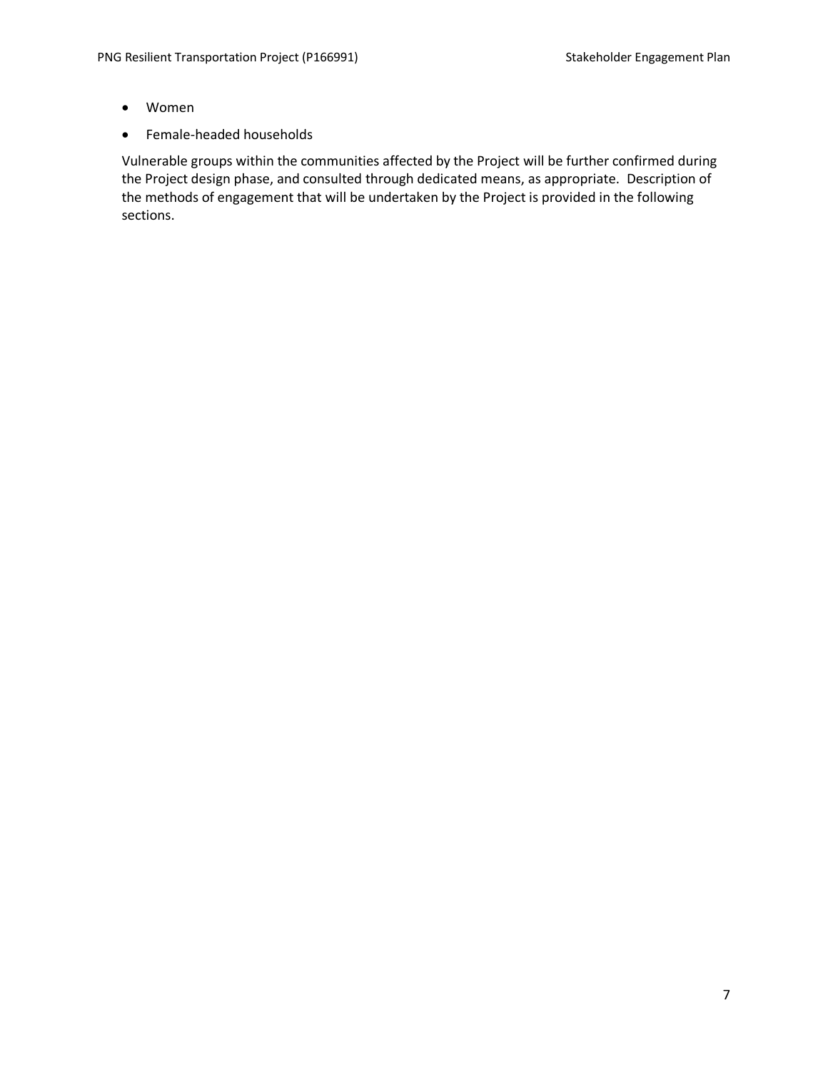- Women
- Female-headed households

Vulnerable groups within the communities affected by the Project will be further confirmed during the Project design phase, and consulted through dedicated means, as appropriate. Description of the methods of engagement that will be undertaken by the Project is provided in the following sections.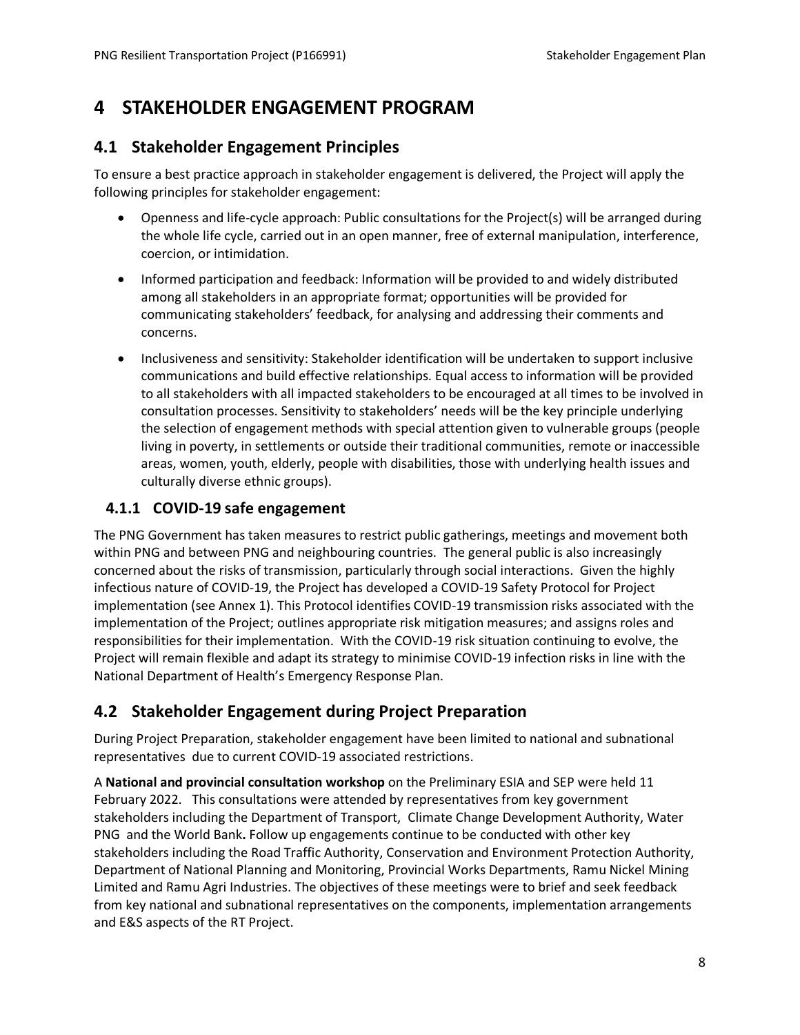# 4 STAKEHOLDER ENGAGEMENT PROGRAM

## 4.1 Stakeholder Engagement Principles

To ensure a best practice approach in stakeholder engagement is delivered, the Project will apply the following principles for stakeholder engagement:

- Openness and life-cycle approach: Public consultations for the Project(s) will be arranged during the whole life cycle, carried out in an open manner, free of external manipulation, interference, coercion, or intimidation.
- Informed participation and feedback: Information will be provided to and widely distributed among all stakeholders in an appropriate format; opportunities will be provided for communicating stakeholders' feedback, for analysing and addressing their comments and concerns.
- Inclusiveness and sensitivity: Stakeholder identification will be undertaken to support inclusive communications and build effective relationships. Equal access to information will be provided to all stakeholders with all impacted stakeholders to be encouraged at all times to be involved in consultation processes. Sensitivity to stakeholders' needs will be the key principle underlying the selection of engagement methods with special attention given to vulnerable groups (people living in poverty, in settlements or outside their traditional communities, remote or inaccessible areas, women, youth, elderly, people with disabilities, those with underlying health issues and culturally diverse ethnic groups).

### 4.1.1 COVID-19 safe engagement

The PNG Government has taken measures to restrict public gatherings, meetings and movement both within PNG and between PNG and neighbouring countries. The general public is also increasingly concerned about the risks of transmission, particularly through social interactions. Given the highly infectious nature of COVID-19, the Project has developed a COVID-19 Safety Protocol for Project implementation (see Annex 1). This Protocol identifies COVID-19 transmission risks associated with the implementation of the Project; outlines appropriate risk mitigation measures; and assigns roles and responsibilities for their implementation. With the COVID-19 risk situation continuing to evolve, the Project will remain flexible and adapt its strategy to minimise COVID-19 infection risks in line with the National Department of Health's Emergency Response Plan.

## 4.2 Stakeholder Engagement during Project Preparation

During Project Preparation, stakeholder engagement have been limited to national and subnational representatives due to current COVID-19 associated restrictions.

A **National and provincial consultation workshop** on the Preliminary ESIA and SEP were held 11 February 2022. This consultations were attended by representatives from key government stakeholders including the Department of Transport, Climate Change Development Authority, Water PNG and the World Bank**.** Follow up engagements continue to be conducted with other key stakeholders including the Road Traffic Authority, Conservation and Environment Protection Authority, Department of National Planning and Monitoring, Provincial Works Departments, Ramu Nickel Mining Limited and Ramu Agri Industries. The objectives of these meetings were to brief and seek feedback from key national and subnational representatives on the components, implementation arrangements and E&S aspects of the RT Project.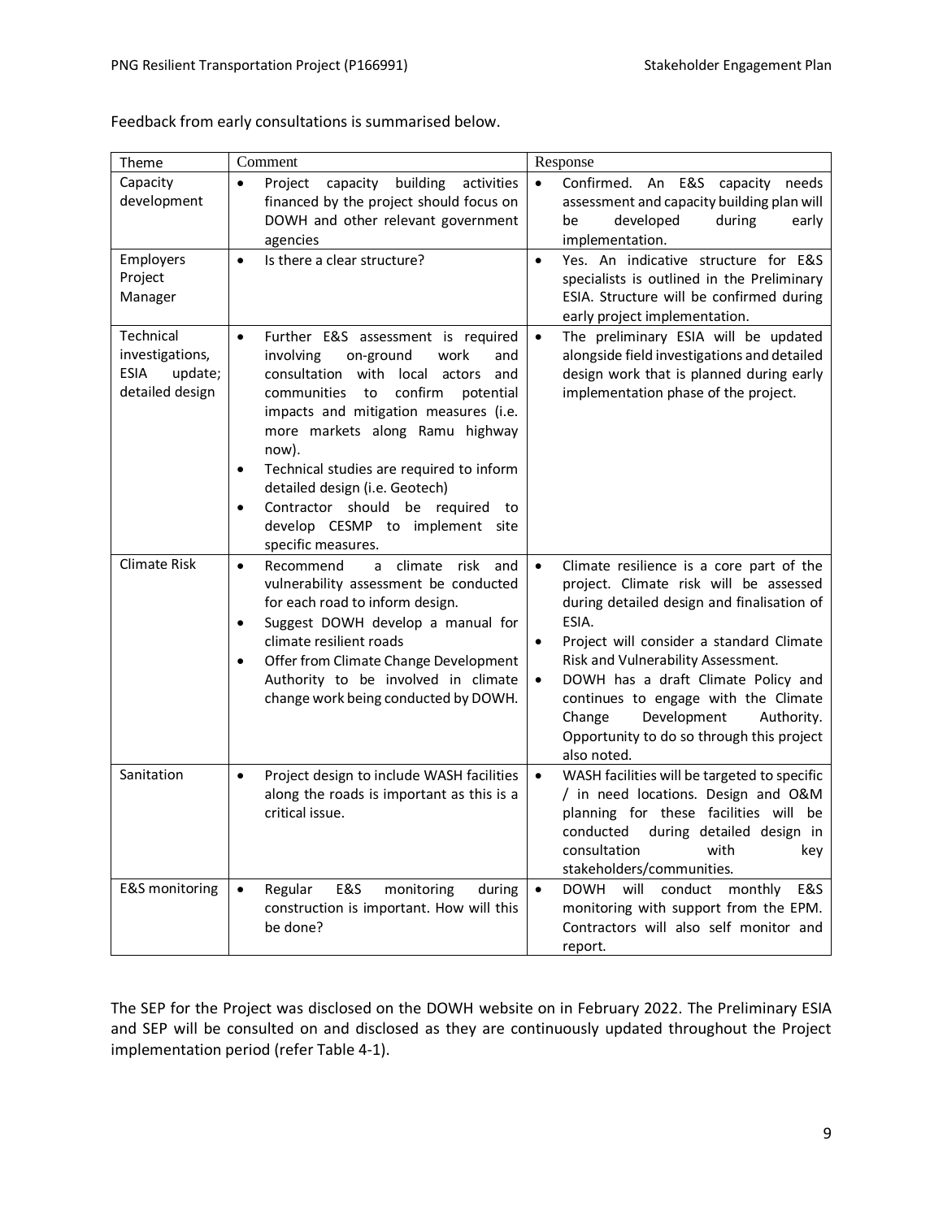Feedback from early consultations is summarised below.

| Theme | Comment | Response |
|---|---|---|
| Capacity development | • Project capacity building activities financed by the project should focus on DOWH and other relevant government agencies | • Confirmed. An E&S capacity needs assessment and capacity building plan will be developed during early implementation. |
| Employers Project Manager | • Is there a clear structure? | • Yes. An indicative structure for E&S specialists is outlined in the Preliminary ESIA. Structure will be confirmed during early project implementation. |
| Technical investigations, ESIA update; detailed design | • Further E&S assessment is required involving on-ground work and consultation with local actors and communities to confirm potential impacts and mitigation measures (i.e. more markets along Ramu highway now).<br>• Technical studies are required to inform detailed design (i.e. Geotech)<br>• Contractor should be required to develop CESMP to implement site specific measures. | • The preliminary ESIA will be updated alongside field investigations and detailed design work that is planned during early implementation phase of the project. |
| Climate Risk | • Recommend a climate risk and vulnerability assessment be conducted for each road to inform design.<br>• Suggest DOWH develop a manual for climate resilient roads<br>• Offer from Climate Change Development Authority to be involved in climate change work being conducted by DOWH. | • Climate resilience is a core part of the project. Climate risk will be assessed during detailed design and finalisation of ESIA.<br>• Project will consider a standard Climate Risk and Vulnerability Assessment.<br>• DOWH has a draft Climate Policy and continues to engage with the Climate Change Development Authority. Opportunity to do so through this project also noted. |
| Sanitation | • Project design to include WASH facilities along the roads is important as this is a critical issue. | • WASH facilities will be targeted to specific / in need locations. Design and O&M planning for these facilities will be conducted during detailed design in consultation with key stakeholders/communities. |
| E&S monitoring | • Regular E&S monitoring during construction is important. How will this be done? | • DOWH will conduct monthly E&S monitoring with support from the EPM. Contractors will also self monitor and report. |

The SEP for the Project was disclosed on the DOWH website on in February 2022. The Preliminary ESIA and SEP will be consulted on and disclosed as they are continuously updated throughout the Project implementation period (refer Table 4-1).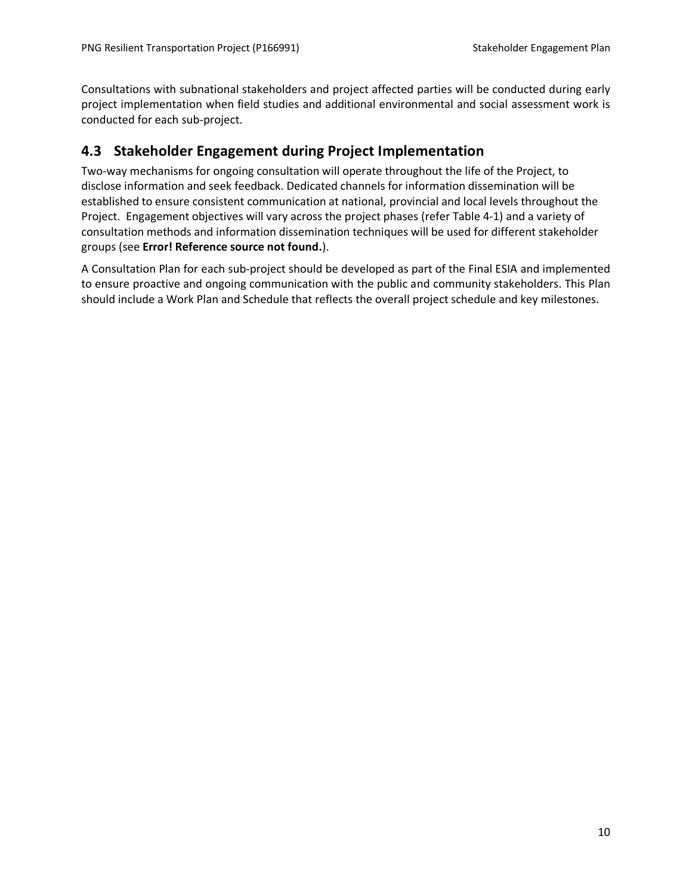Consultations with subnational stakeholders and project affected parties will be conducted during early project implementation when field studies and additional environmental and social assessment work is conducted for each sub-project.

## 4.3 Stakeholder Engagement during Project Implementation

Two-way mechanisms for ongoing consultation will operate throughout the life of the Project, to disclose information and seek feedback. Dedicated channels for information dissemination will be established to ensure consistent communication at national, provincial and local levels throughout the Project. Engagement objectives will vary across the project phases (refer Table 4-1) and a variety of consultation methods and information dissemination techniques will be used for different stakeholder groups (see **Error! Reference source not found.**).

A Consultation Plan for each sub-project should be developed as part of the Final ESIA and implemented to ensure proactive and ongoing communication with the public and community stakeholders. This Plan should include a Work Plan and Schedule that reflects the overall project schedule and key milestones.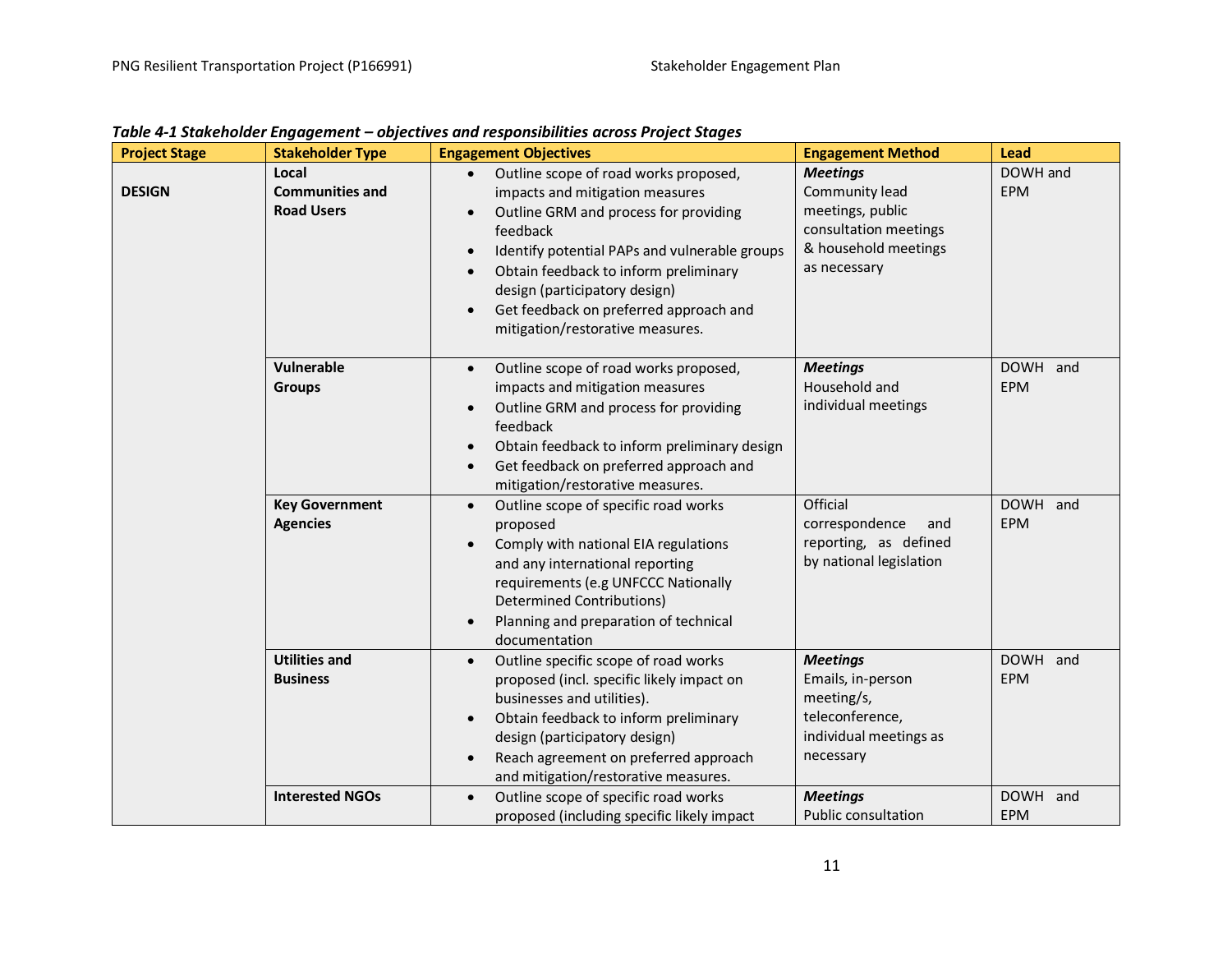*Table 4-1 Stakeholder Engagement – objectives and responsibilities across Project Stages*

| Project Stage | Stakeholder Type | Engagement Objectives | Engagement Method | Lead |
|---|---|---|---|---|
| **DESIGN** | **Local Communities and Road Users** | • Outline scope of road works proposed, impacts and mitigation measures<br>• Outline GRM and process for providing feedback<br>• Identify potential PAPs and vulnerable groups<br>• Obtain feedback to inform preliminary design (participatory design)<br>• Get feedback on preferred approach and mitigation/restorative measures. | ***Meetings***<br>Community lead meetings, public consultation meetings & household meetings as necessary | DOWH and EPM |
| | **Vulnerable Groups** | • Outline scope of road works proposed, impacts and mitigation measures<br>• Outline GRM and process for providing feedback<br>• Obtain feedback to inform preliminary design<br>• Get feedback on preferred approach and mitigation/restorative measures. | ***Meetings***<br>Household and individual meetings | DOWH and EPM |
| | **Key Government Agencies** | • Outline scope of specific road works proposed<br>• Comply with national EIA regulations and any international reporting requirements (e.g UNFCCC Nationally Determined Contributions)<br>• Planning and preparation of technical documentation | Official correspondence and reporting, as defined by national legislation | DOWH and EPM |
| | **Utilities and Business** | • Outline specific scope of road works proposed (incl. specific likely impact on businesses and utilities).<br>• Obtain feedback to inform preliminary design (participatory design)<br>• Reach agreement on preferred approach and mitigation/restorative measures. | ***Meetings***<br>Emails, in-person meeting/s, teleconference, individual meetings as necessary | DOWH and EPM |
| | **Interested NGOs** | • Outline scope of specific road works proposed (including specific likely impact | ***Meetings***<br>Public consultation | DOWH and EPM |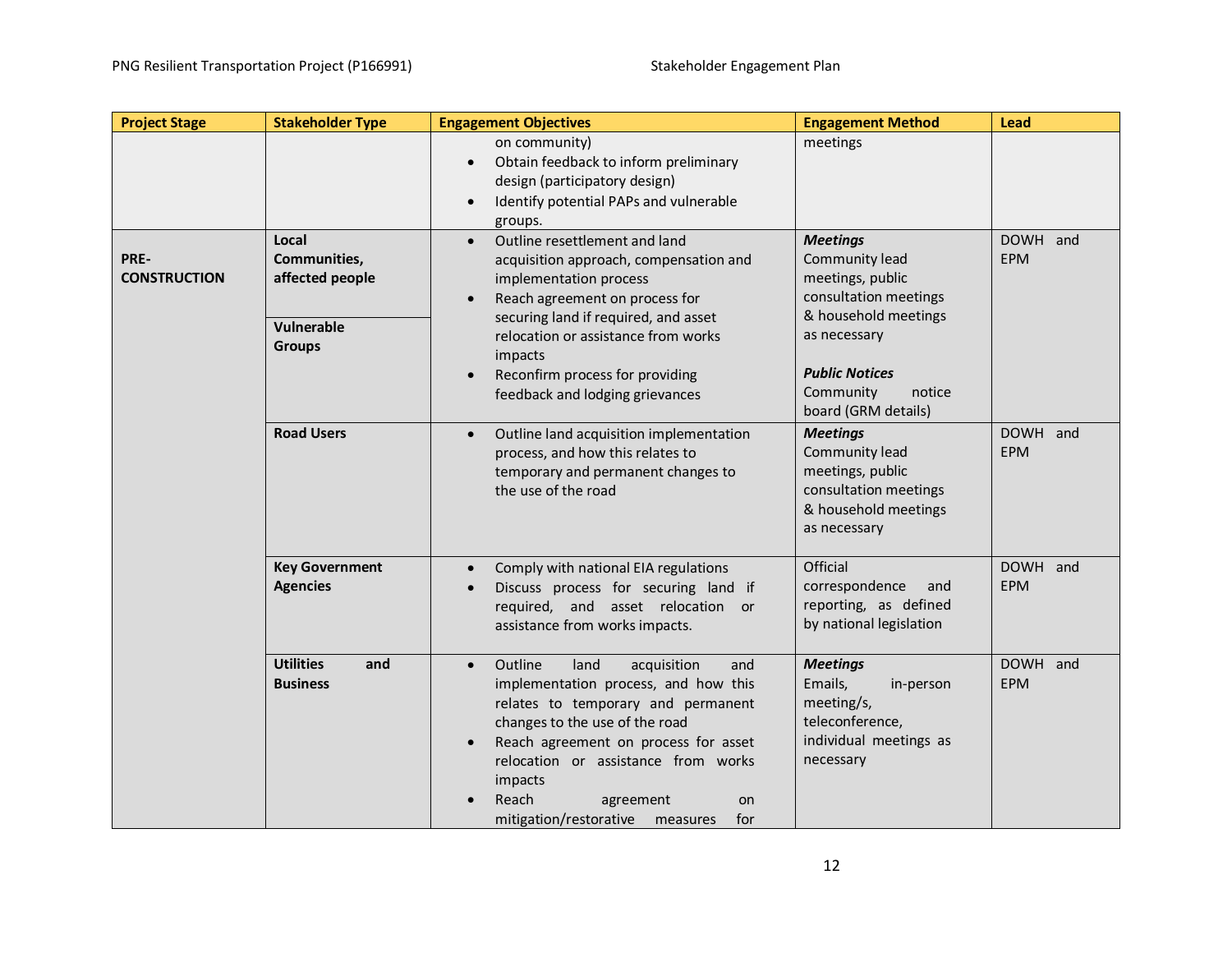| Project Stage | Stakeholder Type | Engagement Objectives | Engagement Method | Lead |
|---|---|---|---|---|
| | | on community)<br>• Obtain feedback to inform preliminary design (participatory design)<br>• Identify potential PAPs and vulnerable groups. | meetings | |
| **PRE-CONSTRUCTION** | **Local Communities, affected people**<br><br>**Vulnerable Groups** | • Outline resettlement and land acquisition approach, compensation and implementation process<br>• Reach agreement on process for securing land if required, and asset relocation or assistance from works impacts<br>• Reconfirm process for providing feedback and lodging grievances | ***Meetings***<br>Community lead meetings, public consultation meetings & household meetings as necessary<br><br>***Public Notices***<br>Community notice board (GRM details) | DOWH and EPM |
| | **Road Users** | • Outline land acquisition implementation process, and how this relates to temporary and permanent changes to the use of the road | ***Meetings***<br>Community lead meetings, public consultation meetings & household meetings as necessary | DOWH and EPM |
| | **Key Government Agencies** | • Comply with national EIA regulations<br>• Discuss process for securing land if required, and asset relocation or assistance from works impacts. | Official correspondence and reporting, as defined by national legislation | DOWH and EPM |
| | **Utilities and Business** | • Outline land acquisition and implementation process, and how this relates to temporary and permanent changes to the use of the road<br>• Reach agreement on process for asset relocation or assistance from works impacts<br>• Reach agreement on mitigation/restorative measures for | ***Meetings***<br>Emails, in-person meeting/s, teleconference, individual meetings as necessary | DOWH and EPM |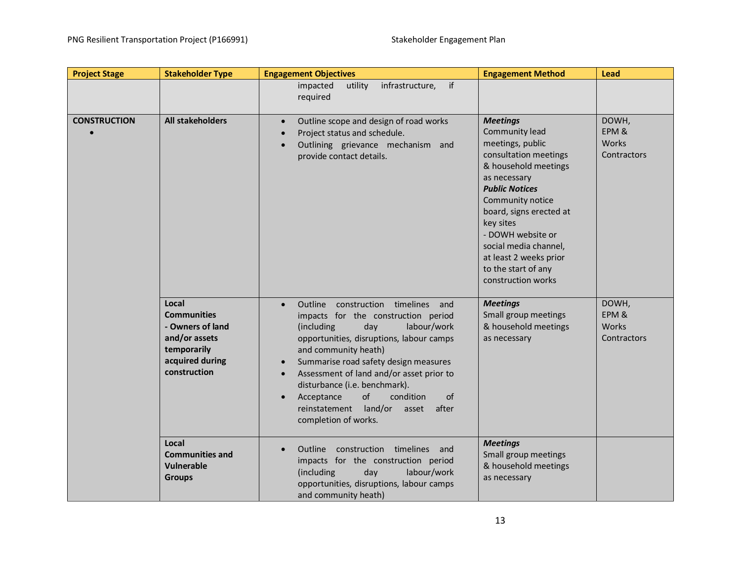| Project Stage | Stakeholder Type | Engagement Objectives | Engagement Method | Lead |
|---|---|---|---|---|
| | | impacted utility infrastructure, if required | | |
| **CONSTRUCTION** • | **All stakeholders** | • Outline scope and design of road works<br>• Project status and schedule.<br>• Outlining grievance mechanism and provide contact details. | ***Meetings***<br>Community lead meetings, public consultation meetings & household meetings as necessary<br>***Public Notices***<br>Community notice board, signs erected at key sites<br>- DOWH website or social media channel, at least 2 weeks prior to the start of any construction works | DOWH, EPM & Works Contractors |
| | **Local Communities - Owners of land and/or assets temporarily acquired during construction** | • Outline construction timelines and impacts for the construction period (including day labour/work opportunities, disruptions, labour camps and community heath)<br>• Summarise road safety design measures<br>• Assessment of land and/or asset prior to disturbance (i.e. benchmark).<br>• Acceptance of condition of reinstatement land/or asset after completion of works. | ***Meetings***<br>Small group meetings & household meetings as necessary | DOWH, EPM & Works Contractors |
| | **Local Communities and Vulnerable Groups** | • Outline construction timelines and impacts for the construction period (including day labour/work opportunities, disruptions, labour camps and community heath) | ***Meetings***<br>Small group meetings & household meetings as necessary | |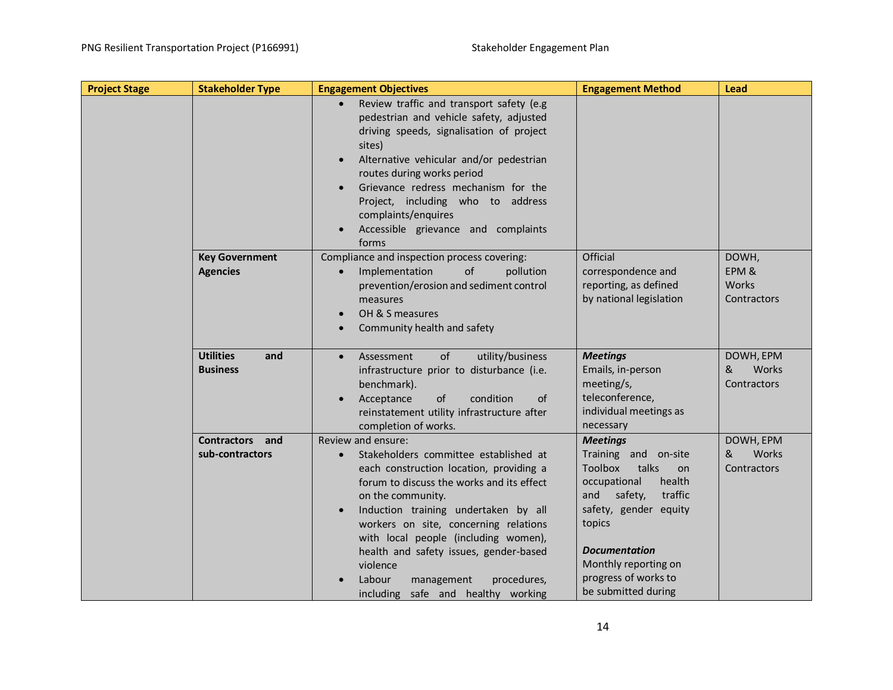| Project Stage | Stakeholder Type | Engagement Objectives | Engagement Method | Lead |
|---|---|---|---|---|
| | | • Review traffic and transport safety (e.g pedestrian and vehicle safety, adjusted driving speeds, signalisation of project sites)<br>• Alternative vehicular and/or pedestrian routes during works period<br>• Grievance redress mechanism for the Project, including who to address complaints/enquires<br>• Accessible grievance and complaints forms | | |
| | **Key Government Agencies** | Compliance and inspection process covering:<br>• Implementation of pollution prevention/erosion and sediment control measures<br>• OH & S measures<br>• Community health and safety | Official correspondence and reporting, as defined by national legislation | DOWH, EPM & Works Contractors |
| | **Utilities and Business** | • Assessment of utility/business infrastructure prior to disturbance (i.e. benchmark).<br>• Acceptance of condition of reinstatement utility infrastructure after completion of works. | ***Meetings***<br>Emails, in-person meeting/s, teleconference, individual meetings as necessary | DOWH, EPM & Works Contractors |
| | **Contractors and sub-contractors** | Review and ensure:<br>• Stakeholders committee established at each construction location, providing a forum to discuss the works and its effect on the community.<br>• Induction training undertaken by all workers on site, concerning relations with local people (including women), health and safety issues, gender-based violence<br>• Labour management procedures, including safe and healthy working | ***Meetings***<br>Training and on-site Toolbox talks on occupational health and safety, traffic safety, gender equity topics<br><br>***Documentation***<br>Monthly reporting on progress of works to be submitted during | DOWH, EPM & Works Contractors |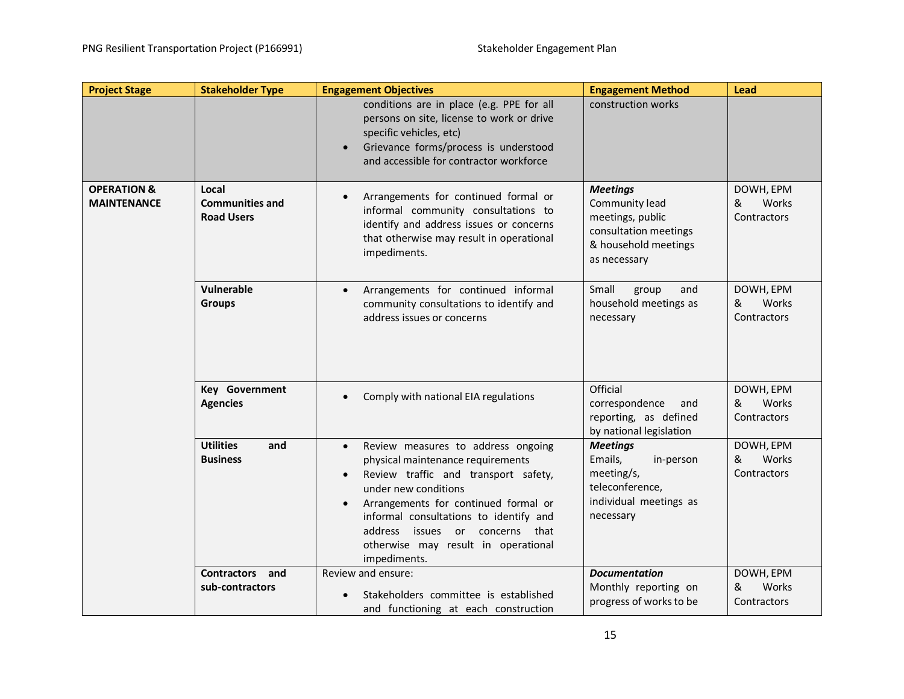| Project Stage | Stakeholder Type | Engagement Objectives | Engagement Method | Lead |
|---|---|---|---|---|
| | | conditions are in place (e.g. PPE for all persons on site, license to work or drive specific vehicles, etc)<br>• Grievance forms/process is understood and accessible for contractor workforce | construction works | |
| **OPERATION & MAINTENANCE** | **Local Communities and Road Users** | • Arrangements for continued formal or informal community consultations to identify and address issues or concerns that otherwise may result in operational impediments. | ***Meetings***<br>Community lead meetings, public consultation meetings & household meetings as necessary | DOWH, EPM & Works Contractors |
| | **Vulnerable Groups** | • Arrangements for continued informal community consultations to identify and address issues or concerns | Small group and household meetings as necessary | DOWH, EPM & Works Contractors |
| | **Key Government Agencies** | • Comply with national EIA regulations | Official correspondence and reporting, as defined by national legislation | DOWH, EPM & Works Contractors |
| | **Utilities and Business** | • Review measures to address ongoing physical maintenance requirements<br>• Review traffic and transport safety, under new conditions<br>• Arrangements for continued formal or informal consultations to identify and address issues or concerns that otherwise may result in operational impediments. | ***Meetings***<br>Emails, in-person meeting/s, teleconference, individual meetings as necessary | DOWH, EPM & Works Contractors |
| | **Contractors and sub-contractors** | Review and ensure:<br>• Stakeholders committee is established and functioning at each construction | ***Documentation***<br>Monthly reporting on progress of works to be | DOWH, EPM & Works Contractors |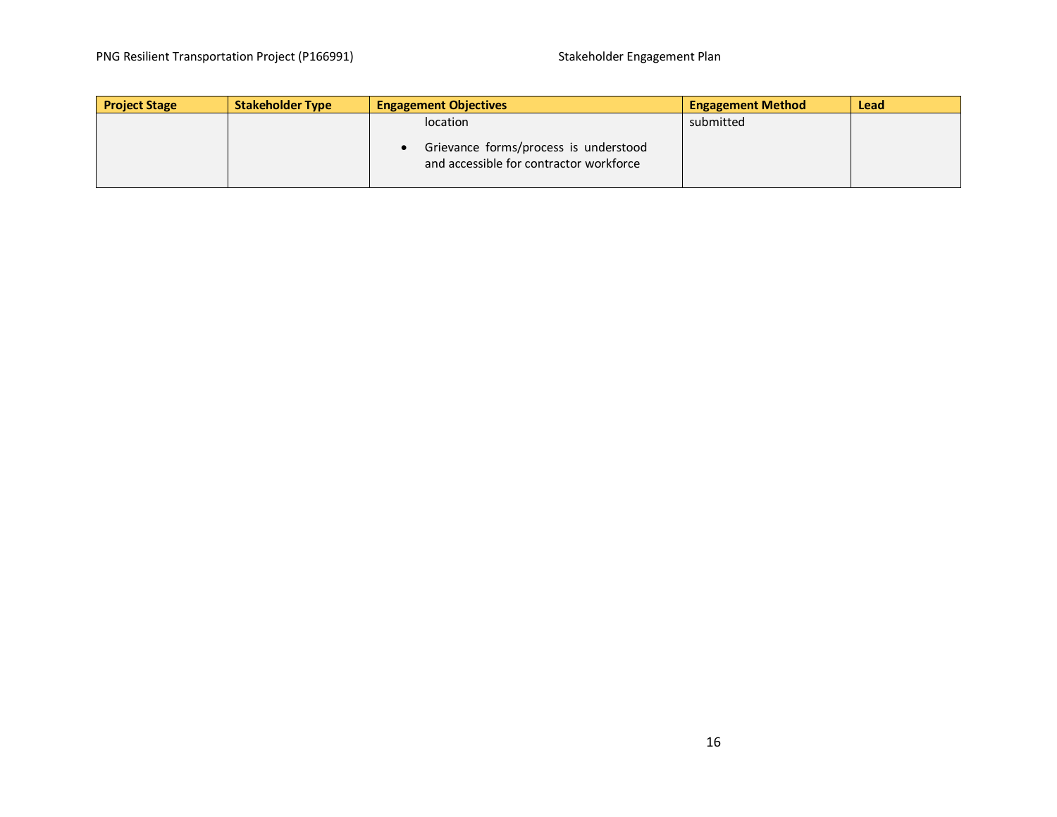| Project Stage | Stakeholder Type | Engagement Objectives | Engagement Method | Lead |
|---|---|---|---|---|
| | | location<br>• Grievance forms/process is understood and accessible for contractor workforce | submitted | |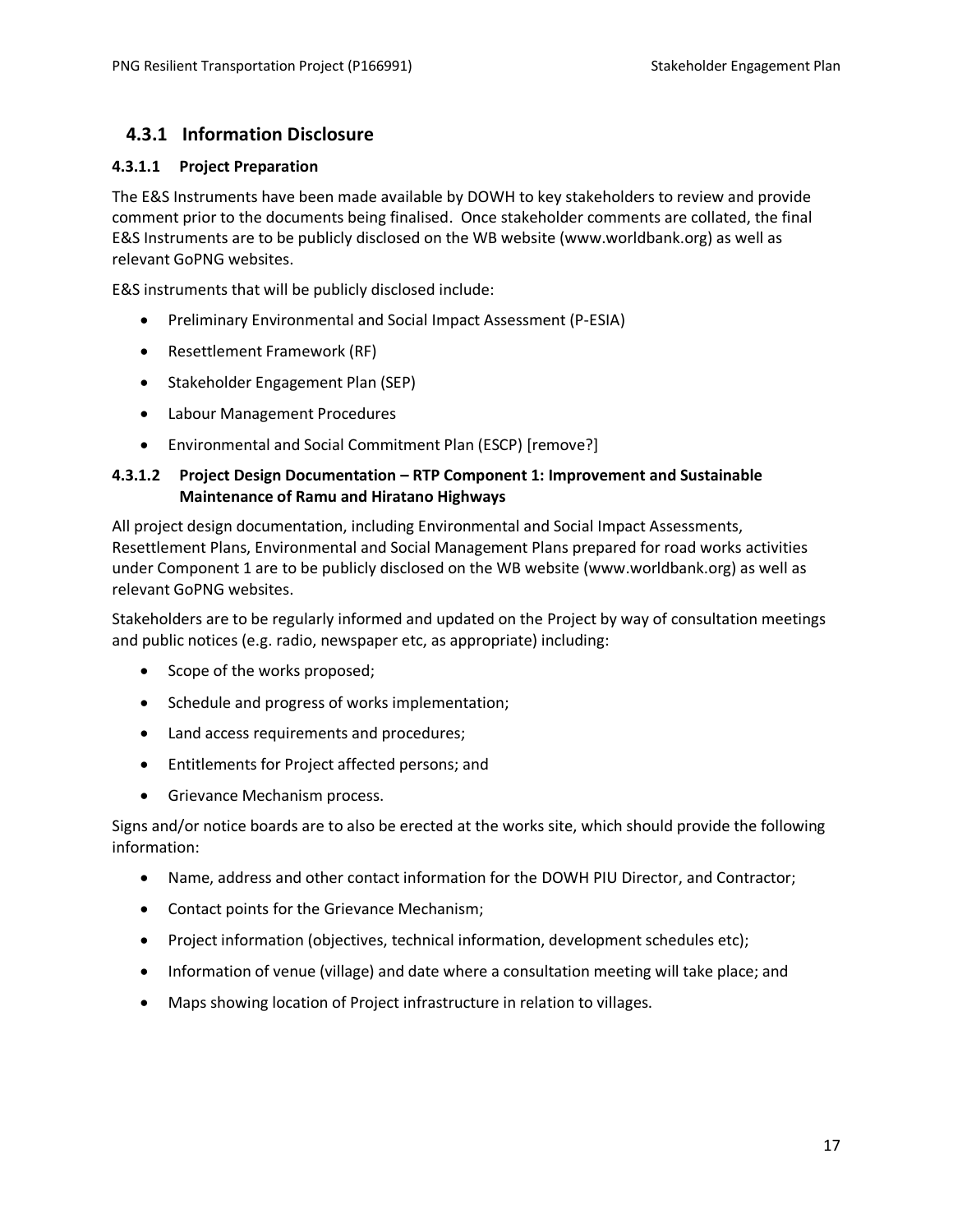## 4.3.1 Information Disclosure

### 4.3.1.1 Project Preparation

The E&S Instruments have been made available by DOWH to key stakeholders to review and provide comment prior to the documents being finalised. Once stakeholder comments are collated, the final E&S Instruments are to be publicly disclosed on the WB website (www.worldbank.org) as well as relevant GoPNG websites.

E&S instruments that will be publicly disclosed include:

- Preliminary Environmental and Social Impact Assessment (P-ESIA)
- Resettlement Framework (RF)
- Stakeholder Engagement Plan (SEP)
- Labour Management Procedures
- Environmental and Social Commitment Plan (ESCP) [remove?]

### 4.3.1.2 Project Design Documentation – RTP Component 1: Improvement and Sustainable Maintenance of Ramu and Hiratano Highways

All project design documentation, including Environmental and Social Impact Assessments, Resettlement Plans, Environmental and Social Management Plans prepared for road works activities under Component 1 are to be publicly disclosed on the WB website (www.worldbank.org) as well as relevant GoPNG websites.

Stakeholders are to be regularly informed and updated on the Project by way of consultation meetings and public notices (e.g. radio, newspaper etc, as appropriate) including:

- Scope of the works proposed;
- Schedule and progress of works implementation;
- Land access requirements and procedures;
- Entitlements for Project affected persons; and
- Grievance Mechanism process.

Signs and/or notice boards are to also be erected at the works site, which should provide the following information:

- Name, address and other contact information for the DOWH PIU Director, and Contractor;
- Contact points for the Grievance Mechanism;
- Project information (objectives, technical information, development schedules etc);
- Information of venue (village) and date where a consultation meeting will take place; and
- Maps showing location of Project infrastructure in relation to villages.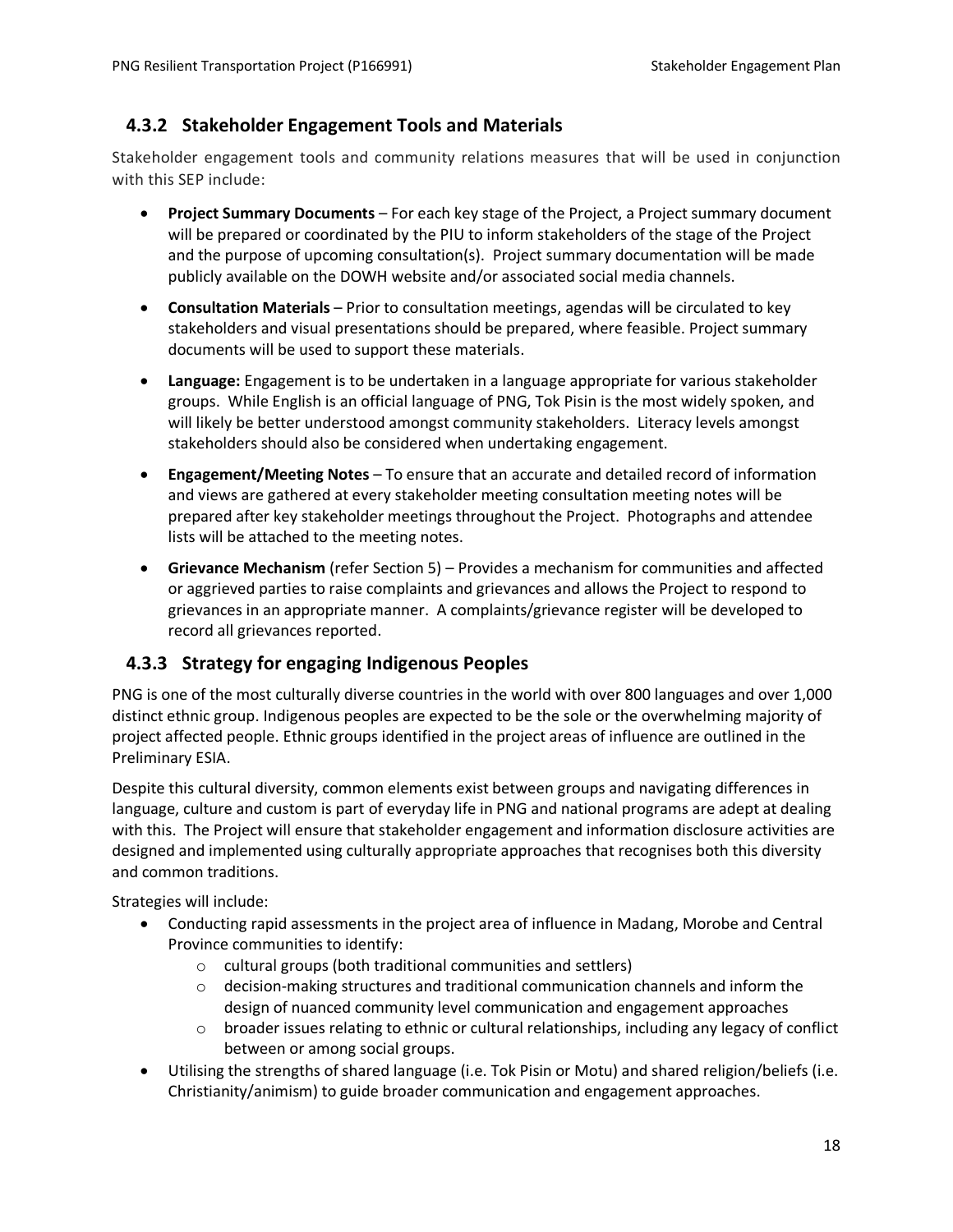### 4.3.2 Stakeholder Engagement Tools and Materials

Stakeholder engagement tools and community relations measures that will be used in conjunction with this SEP include:

- **Project Summary Documents** – For each key stage of the Project, a Project summary document will be prepared or coordinated by the PIU to inform stakeholders of the stage of the Project and the purpose of upcoming consultation(s). Project summary documentation will be made publicly available on the DOWH website and/or associated social media channels.
- **Consultation Materials** – Prior to consultation meetings, agendas will be circulated to key stakeholders and visual presentations should be prepared, where feasible. Project summary documents will be used to support these materials.
- **Language:** Engagement is to be undertaken in a language appropriate for various stakeholder groups. While English is an official language of PNG, Tok Pisin is the most widely spoken, and will likely be better understood amongst community stakeholders. Literacy levels amongst stakeholders should also be considered when undertaking engagement.
- **Engagement/Meeting Notes** – To ensure that an accurate and detailed record of information and views are gathered at every stakeholder meeting consultation meeting notes will be prepared after key stakeholder meetings throughout the Project. Photographs and attendee lists will be attached to the meeting notes.
- **Grievance Mechanism** (refer Section 5) – Provides a mechanism for communities and affected or aggrieved parties to raise complaints and grievances and allows the Project to respond to grievances in an appropriate manner. A complaints/grievance register will be developed to record all grievances reported.

### 4.3.3 Strategy for engaging Indigenous Peoples

PNG is one of the most culturally diverse countries in the world with over 800 languages and over 1,000 distinct ethnic group. Indigenous peoples are expected to be the sole or the overwhelming majority of project affected people. Ethnic groups identified in the project areas of influence are outlined in the Preliminary ESIA.

Despite this cultural diversity, common elements exist between groups and navigating differences in language, culture and custom is part of everyday life in PNG and national programs are adept at dealing with this. The Project will ensure that stakeholder engagement and information disclosure activities are designed and implemented using culturally appropriate approaches that recognises both this diversity and common traditions.

Strategies will include:

- Conducting rapid assessments in the project area of influence in Madang, Morobe and Central Province communities to identify:
  - cultural groups (both traditional communities and settlers)
  - decision-making structures and traditional communication channels and inform the design of nuanced community level communication and engagement approaches
  - broader issues relating to ethnic or cultural relationships, including any legacy of conflict between or among social groups.
- Utilising the strengths of shared language (i.e. Tok Pisin or Motu) and shared religion/beliefs (i.e. Christianity/animism) to guide broader communication and engagement approaches.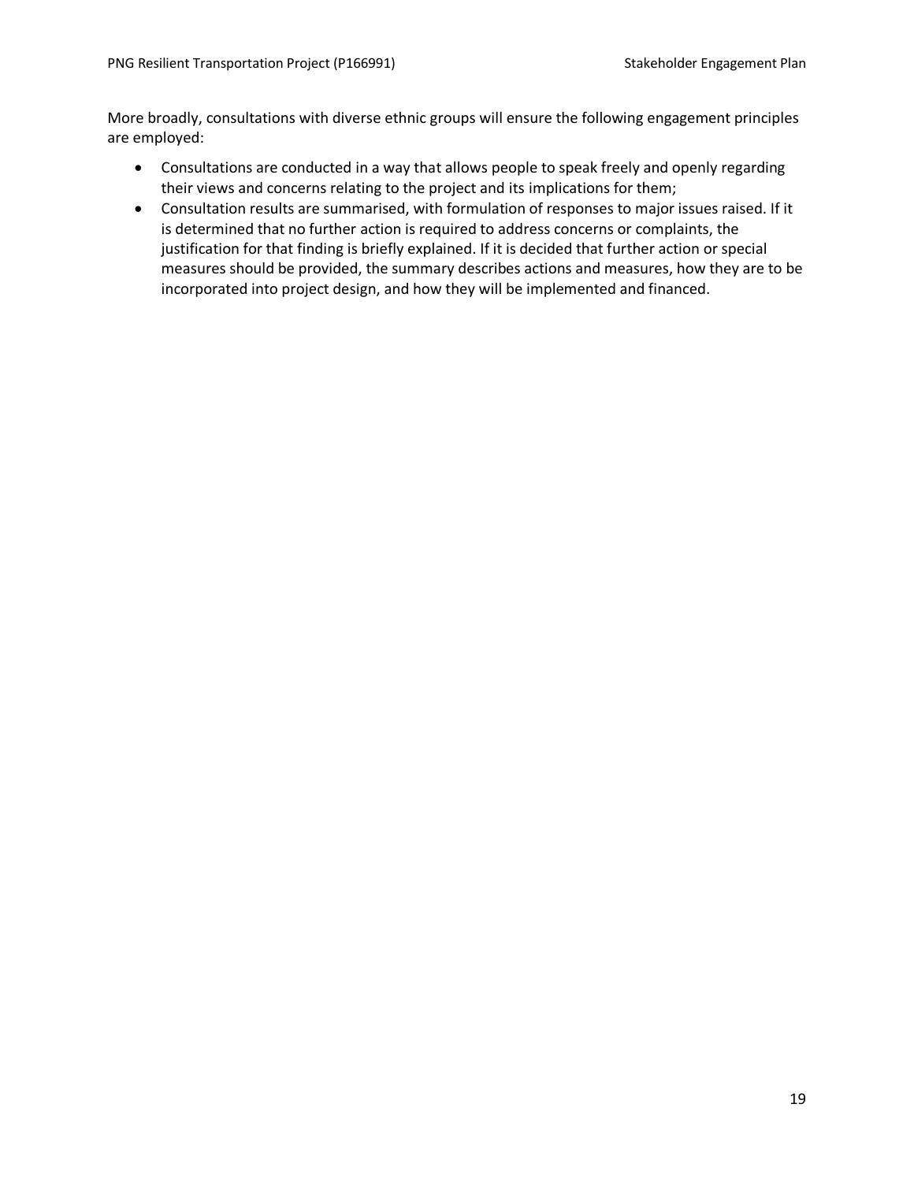More broadly, consultations with diverse ethnic groups will ensure the following engagement principles are employed:

- Consultations are conducted in a way that allows people to speak freely and openly regarding their views and concerns relating to the project and its implications for them;
- Consultation results are summarised, with formulation of responses to major issues raised. If it is determined that no further action is required to address concerns or complaints, the justification for that finding is briefly explained. If it is decided that further action or special measures should be provided, the summary describes actions and measures, how they are to be incorporated into project design, and how they will be implemented and financed.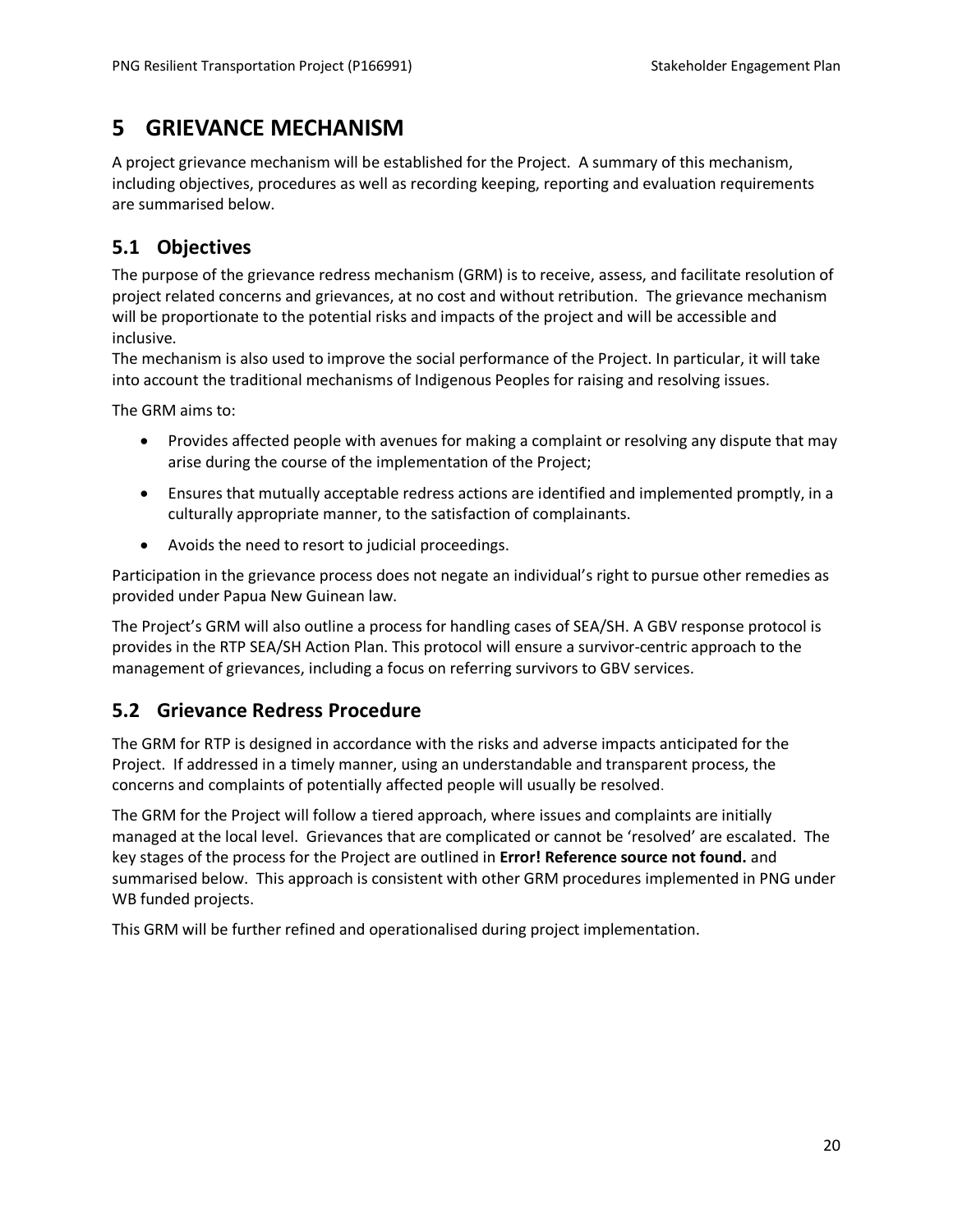# 5 GRIEVANCE MECHANISM

A project grievance mechanism will be established for the Project. A summary of this mechanism, including objectives, procedures as well as recording keeping, reporting and evaluation requirements are summarised below.

## 5.1 Objectives

The purpose of the grievance redress mechanism (GRM) is to receive, assess, and facilitate resolution of project related concerns and grievances, at no cost and without retribution. The grievance mechanism will be proportionate to the potential risks and impacts of the project and will be accessible and inclusive.

The mechanism is also used to improve the social performance of the Project. In particular, it will take into account the traditional mechanisms of Indigenous Peoples for raising and resolving issues.

The GRM aims to:

- Provides affected people with avenues for making a complaint or resolving any dispute that may arise during the course of the implementation of the Project;
- Ensures that mutually acceptable redress actions are identified and implemented promptly, in a culturally appropriate manner, to the satisfaction of complainants.
- Avoids the need to resort to judicial proceedings.

Participation in the grievance process does not negate an individual's right to pursue other remedies as provided under Papua New Guinean law.

The Project's GRM will also outline a process for handling cases of SEA/SH. A GBV response protocol is provides in the RTP SEA/SH Action Plan. This protocol will ensure a survivor-centric approach to the management of grievances, including a focus on referring survivors to GBV services.

## 5.2 Grievance Redress Procedure

The GRM for RTP is designed in accordance with the risks and adverse impacts anticipated for the Project. If addressed in a timely manner, using an understandable and transparent process, the concerns and complaints of potentially affected people will usually be resolved.

The GRM for the Project will follow a tiered approach, where issues and complaints are initially managed at the local level. Grievances that are complicated or cannot be 'resolved' are escalated. The key stages of the process for the Project are outlined in **Error! Reference source not found.** and summarised below. This approach is consistent with other GRM procedures implemented in PNG under WB funded projects.

This GRM will be further refined and operationalised during project implementation.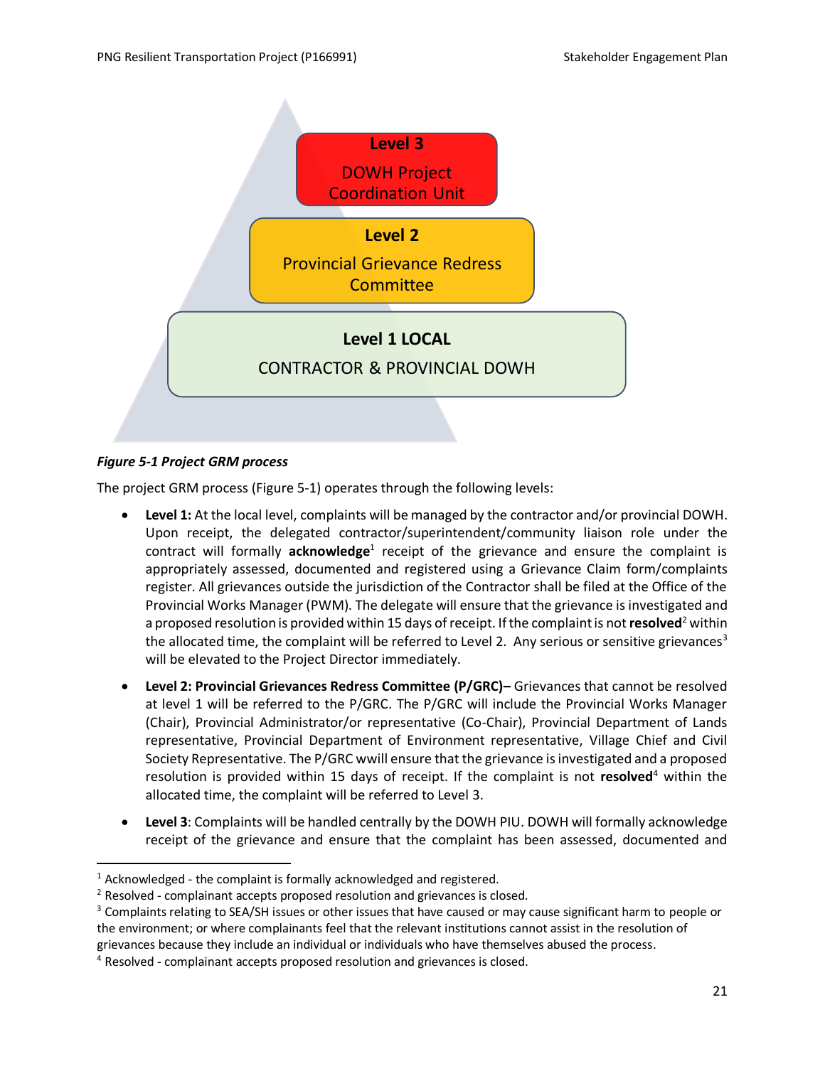Level 3

DOWH Project Coordination Unit

Level 2

Provincial Grievance Redress Committee

Level 1 LOCAL

CONTRACTOR & PROVINCIAL DOWH

*Figure 5-1 Project GRM process*

The project GRM process (Figure 5-1) operates through the following levels:

- **Level 1:** At the local level, complaints will be managed by the contractor and/or provincial DOWH. Upon receipt, the delegated contractor/superintendent/community liaison role under the contract will formally **acknowledge**[1] receipt of the grievance and ensure the complaint is appropriately assessed, documented and registered using a Grievance Claim form/complaints register. All grievances outside the jurisdiction of the Contractor shall be filed at the Office of the Provincial Works Manager (PWM). The delegate will ensure that the grievance is investigated and a proposed resolution is provided within 15 days of receipt. If the complaint is not **resolved**[2] within the allocated time, the complaint will be referred to Level 2. Any serious or sensitive grievances[3] will be elevated to the Project Director immediately.

- **Level 2: Provincial Grievances Redress Committee (P/GRC)–** Grievances that cannot be resolved at level 1 will be referred to the P/GRC. The P/GRC will include the Provincial Works Manager (Chair), Provincial Administrator/or representative (Co-Chair), Provincial Department of Lands representative, Provincial Department of Environment representative, Village Chief and Civil Society Representative. The P/GRC wwill ensure that the grievance is investigated and a proposed resolution is provided within 15 days of receipt. If the complaint is not **resolved**[4] within the allocated time, the complaint will be referred to Level 3.

- **Level 3**: Complaints will be handled centrally by the DOWH PIU. DOWH will formally acknowledge receipt of the grievance and ensure that the complaint has been assessed, documented and

[1] Acknowledged - the complaint is formally acknowledged and registered.

[2] Resolved - complainant accepts proposed resolution and grievances is closed.

[3] Complaints relating to SEA/SH issues or other issues that have caused or may cause significant harm to people or the environment; or where complainants feel that the relevant institutions cannot assist in the resolution of grievances because they include an individual or individuals who have themselves abused the process.

[4] Resolved - complainant accepts proposed resolution and grievances is closed.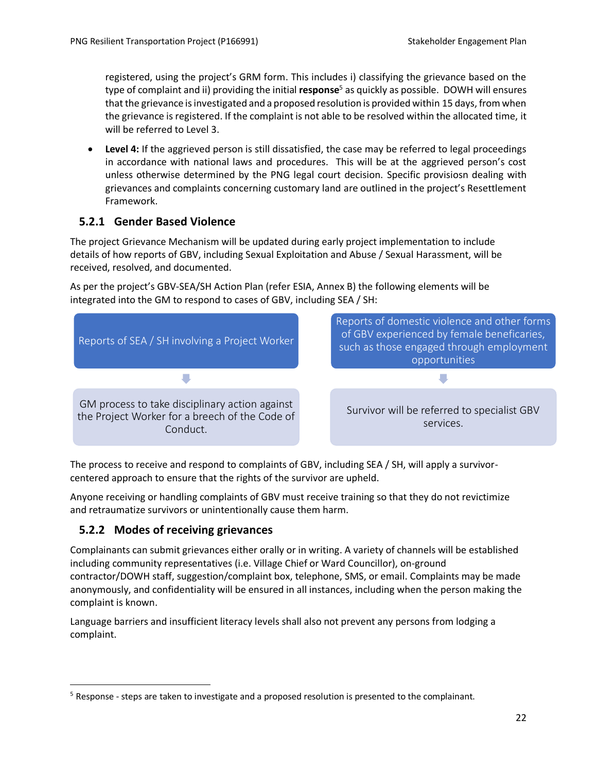registered, using the project's GRM form. This includes i) classifying the grievance based on the type of complaint and ii) providing the initial **response**[5] as quickly as possible. DOWH will ensures that the grievance is investigated and a proposed resolution is provided within 15 days, from when the grievance is registered. If the complaint is not able to be resolved within the allocated time, it will be referred to Level 3.

- **Level 4:** If the aggrieved person is still dissatisfied, the case may be referred to legal proceedings in accordance with national laws and procedures. This will be at the aggrieved person's cost unless otherwise determined by the PNG legal court decision. Specific provisiosn dealing with grievances and complaints concerning customary land are outlined in the project's Resettlement Framework.

### 5.2.1 Gender Based Violence

The project Grievance Mechanism will be updated during early project implementation to include details of how reports of GBV, including Sexual Exploitation and Abuse / Sexual Harassment, will be received, resolved, and documented.

As per the project's GBV-SEA/SH Action Plan (refer ESIA, Annex B) the following elements will be integrated into the GM to respond to cases of GBV, including SEA / SH:

| Reports of SEA / SH involving a Project Worker | Reports of domestic violence and other forms of GBV experienced by female beneficaries, such as those engaged through employment opportunities |
| --- | --- |
| ↓ | ↓ |
| GM process to take disciplinary action against the Project Worker for a breech of the Code of Conduct. | Survivor will be referred to specialist GBV services. |

The process to receive and respond to complaints of GBV, including SEA / SH, will apply a survivor-centered approach to ensure that the rights of the survivor are upheld.

Anyone receiving or handling complaints of GBV must receive training so that they do not revictimize and retraumatize survivors or unintentionally cause them harm.

### 5.2.2 Modes of receiving grievances

Complainants can submit grievances either orally or in writing. A variety of channels will be established including community representatives (i.e. Village Chief or Ward Councillor), on-ground contractor/DOWH staff, suggestion/complaint box, telephone, SMS, or email. Complaints may be made anonymously, and confidentiality will be ensured in all instances, including when the person making the complaint is known.

Language barriers and insufficient literacy levels shall also not prevent any persons from lodging a complaint.

---

[5] Response - steps are taken to investigate and a proposed resolution is presented to the complainant.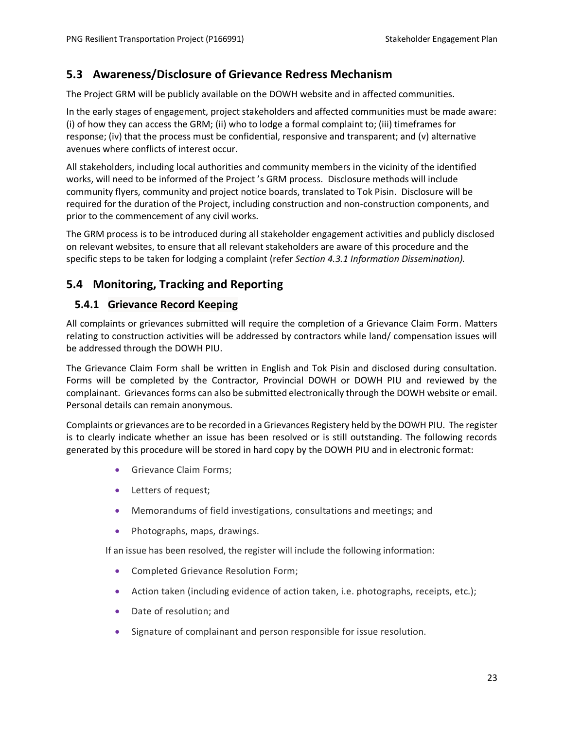## 5.3 Awareness/Disclosure of Grievance Redress Mechanism

The Project GRM will be publicly available on the DOWH website and in affected communities.

In the early stages of engagement, project stakeholders and affected communities must be made aware: (i) of how they can access the GRM; (ii) who to lodge a formal complaint to; (iii) timeframes for response; (iv) that the process must be confidential, responsive and transparent; and (v) alternative avenues where conflicts of interest occur.

All stakeholders, including local authorities and community members in the vicinity of the identified works, will need to be informed of the Project 's GRM process. Disclosure methods will include community flyers, community and project notice boards, translated to Tok Pisin. Disclosure will be required for the duration of the Project, including construction and non-construction components, and prior to the commencement of any civil works.

The GRM process is to be introduced during all stakeholder engagement activities and publicly disclosed on relevant websites, to ensure that all relevant stakeholders are aware of this procedure and the specific steps to be taken for lodging a complaint (refer *Section 4.3.1 Information Dissemination).*

## 5.4 Monitoring, Tracking and Reporting

### 5.4.1 Grievance Record Keeping

All complaints or grievances submitted will require the completion of a Grievance Claim Form. Matters relating to construction activities will be addressed by contractors while land/ compensation issues will be addressed through the DOWH PIU.

The Grievance Claim Form shall be written in English and Tok Pisin and disclosed during consultation. Forms will be completed by the Contractor, Provincial DOWH or DOWH PIU and reviewed by the complainant. Grievances forms can also be submitted electronically through the DOWH website or email. Personal details can remain anonymous.

Complaints or grievances are to be recorded in a Grievances Registery held by the DOWH PIU. The register is to clearly indicate whether an issue has been resolved or is still outstanding. The following records generated by this procedure will be stored in hard copy by the DOWH PIU and in electronic format:

- Grievance Claim Forms;
- Letters of request;
- Memorandums of field investigations, consultations and meetings; and
- Photographs, maps, drawings.

If an issue has been resolved, the register will include the following information:

- Completed Grievance Resolution Form;
- Action taken (including evidence of action taken, i.e. photographs, receipts, etc.);
- Date of resolution; and
- Signature of complainant and person responsible for issue resolution.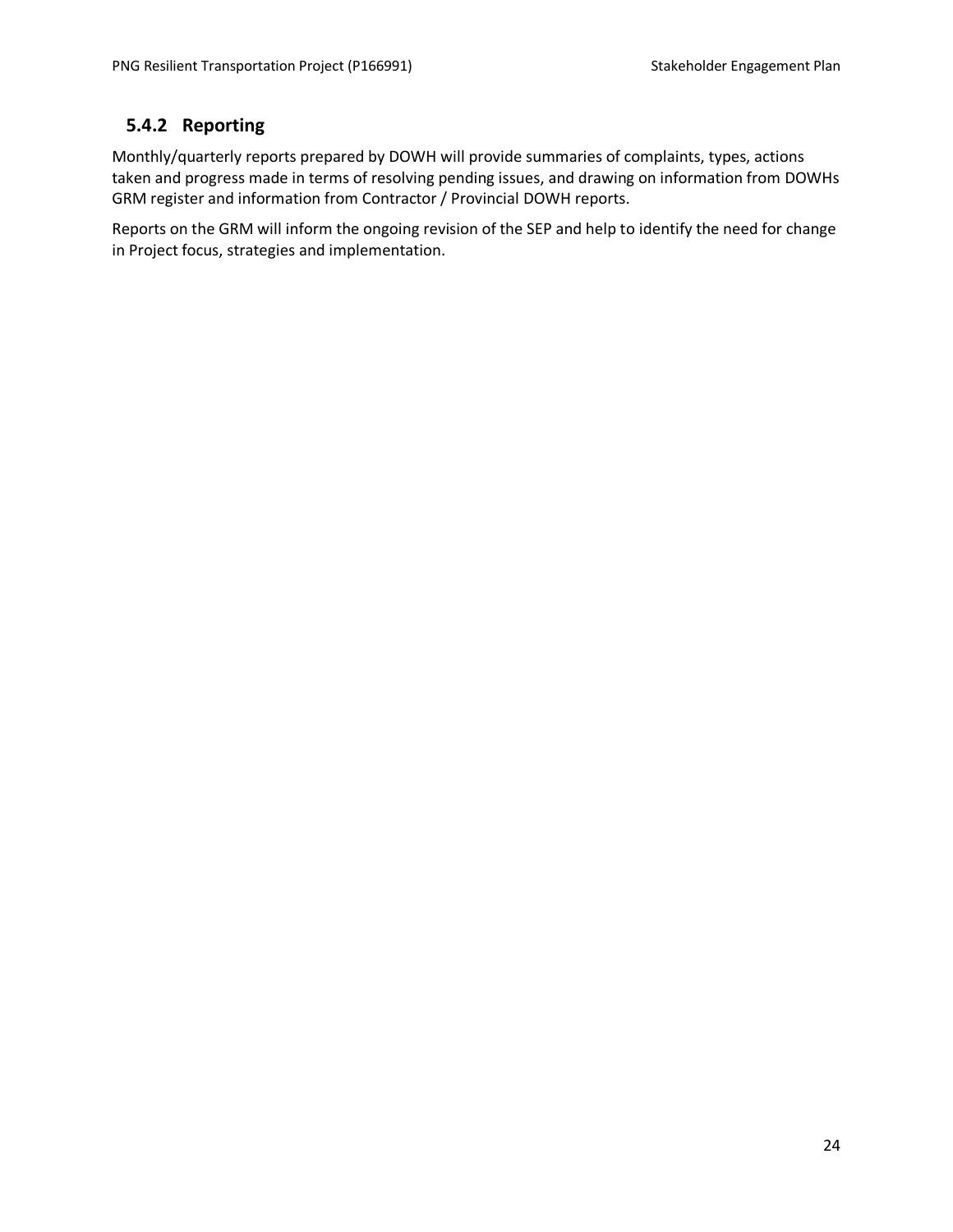### 5.4.2 Reporting

Monthly/quarterly reports prepared by DOWH will provide summaries of complaints, types, actions taken and progress made in terms of resolving pending issues, and drawing on information from DOWHs GRM register and information from Contractor / Provincial DOWH reports.

Reports on the GRM will inform the ongoing revision of the SEP and help to identify the need for change in Project focus, strategies and implementation.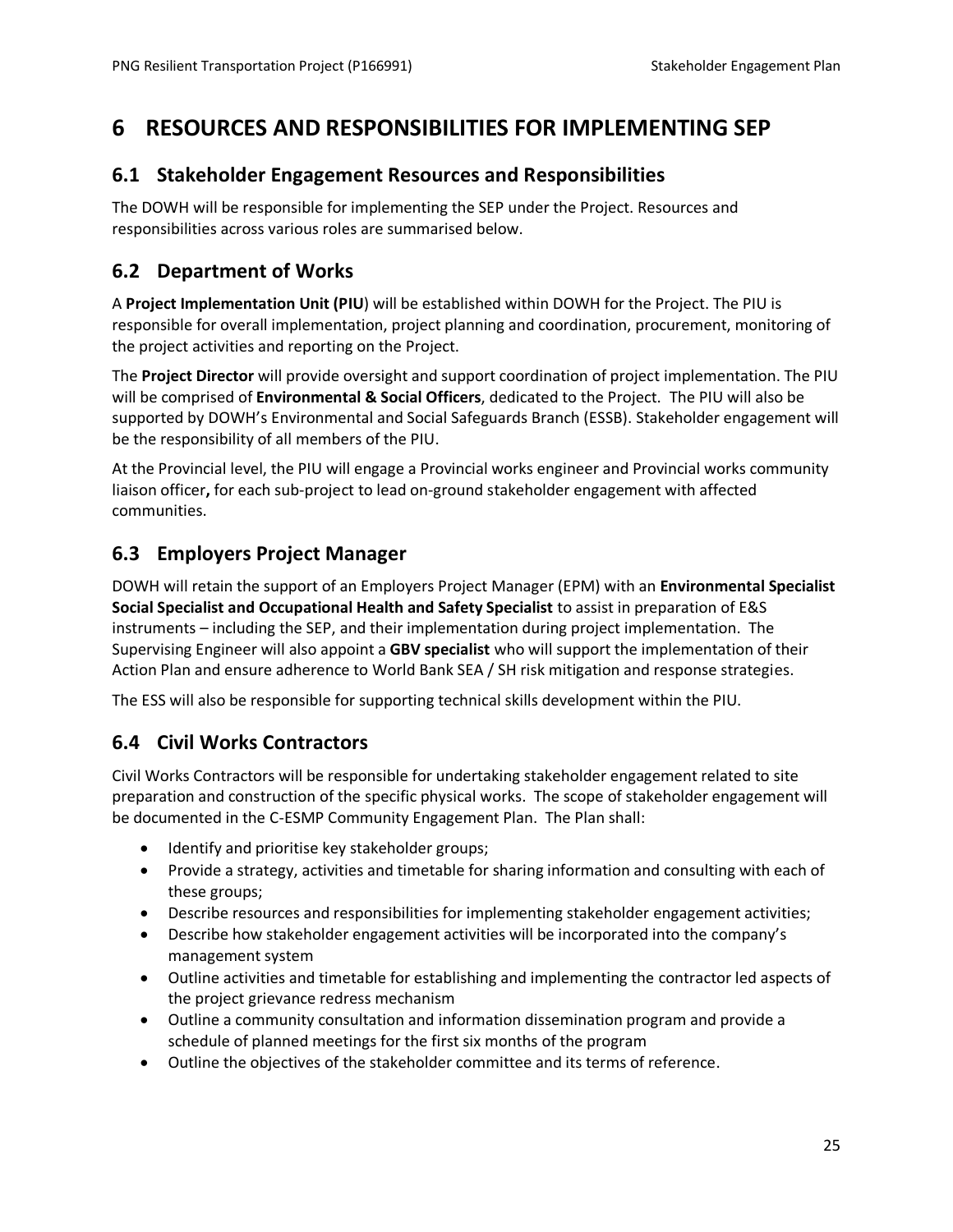# 6 RESOURCES AND RESPONSIBILITIES FOR IMPLEMENTING SEP

## 6.1 Stakeholder Engagement Resources and Responsibilities

The DOWH will be responsible for implementing the SEP under the Project. Resources and responsibilities across various roles are summarised below.

## 6.2 Department of Works

A **Project Implementation Unit (PIU**) will be established within DOWH for the Project. The PIU is responsible for overall implementation, project planning and coordination, procurement, monitoring of the project activities and reporting on the Project.

The **Project Director** will provide oversight and support coordination of project implementation. The PIU will be comprised of **Environmental & Social Officers**, dedicated to the Project. The PIU will also be supported by DOWH's Environmental and Social Safeguards Branch (ESSB). Stakeholder engagement will be the responsibility of all members of the PIU.

At the Provincial level, the PIU will engage a Provincial works engineer and Provincial works community liaison officer**,** for each sub-project to lead on-ground stakeholder engagement with affected communities.

## 6.3 Employers Project Manager

DOWH will retain the support of an Employers Project Manager (EPM) with an **Environmental Specialist Social Specialist and Occupational Health and Safety Specialist** to assist in preparation of E&S instruments – including the SEP, and their implementation during project implementation. The Supervising Engineer will also appoint a **GBV specialist** who will support the implementation of their Action Plan and ensure adherence to World Bank SEA / SH risk mitigation and response strategies.

The ESS will also be responsible for supporting technical skills development within the PIU.

## 6.4 Civil Works Contractors

Civil Works Contractors will be responsible for undertaking stakeholder engagement related to site preparation and construction of the specific physical works. The scope of stakeholder engagement will be documented in the C-ESMP Community Engagement Plan. The Plan shall:

- Identify and prioritise key stakeholder groups;
- Provide a strategy, activities and timetable for sharing information and consulting with each of these groups;
- Describe resources and responsibilities for implementing stakeholder engagement activities;
- Describe how stakeholder engagement activities will be incorporated into the company's management system
- Outline activities and timetable for establishing and implementing the contractor led aspects of the project grievance redress mechanism
- Outline a community consultation and information dissemination program and provide a schedule of planned meetings for the first six months of the program
- Outline the objectives of the stakeholder committee and its terms of reference.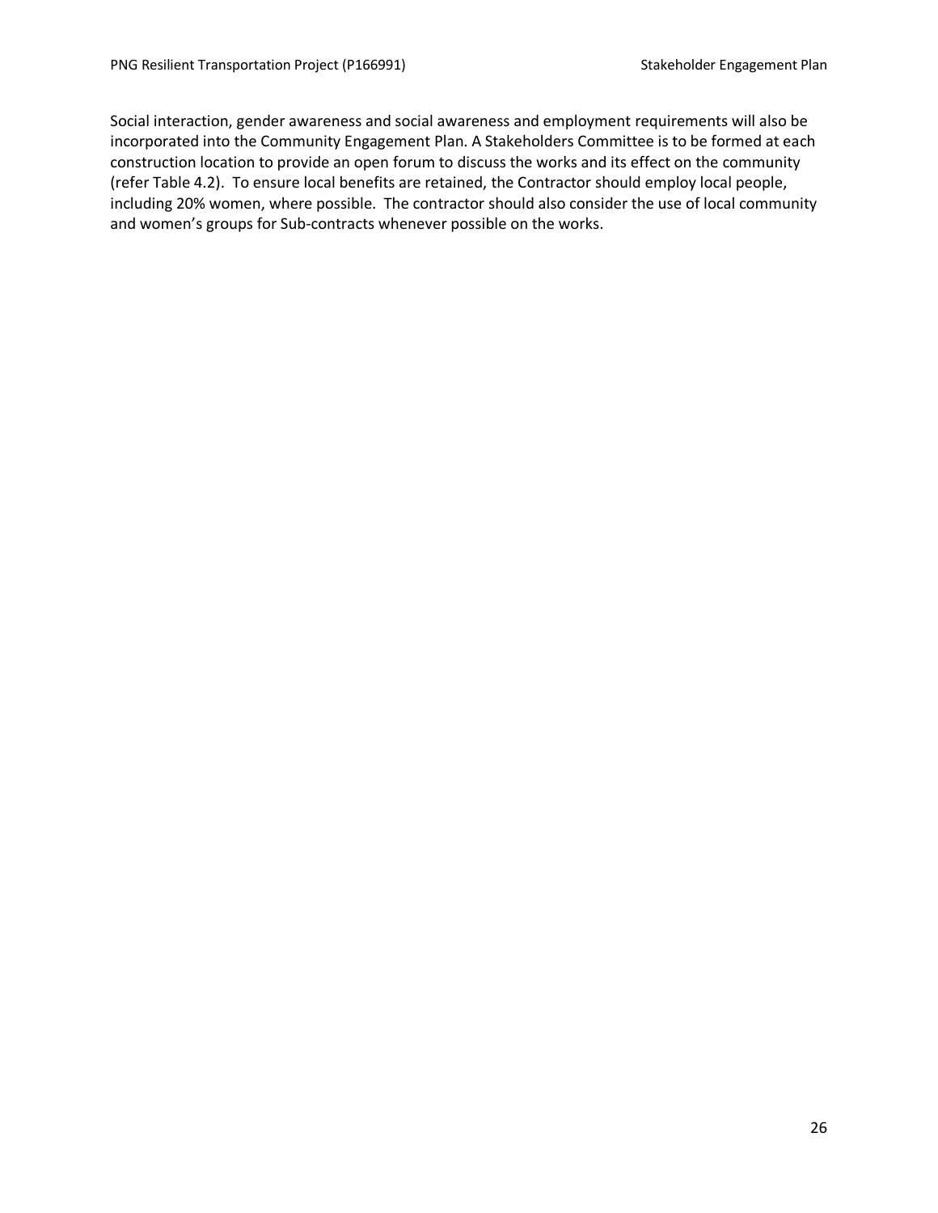Social interaction, gender awareness and social awareness and employment requirements will also be incorporated into the Community Engagement Plan. A Stakeholders Committee is to be formed at each construction location to provide an open forum to discuss the works and its effect on the community (refer Table 4.2). To ensure local benefits are retained, the Contractor should employ local people, including 20% women, where possible. The contractor should also consider the use of local community and women's groups for Sub-contracts whenever possible on the works.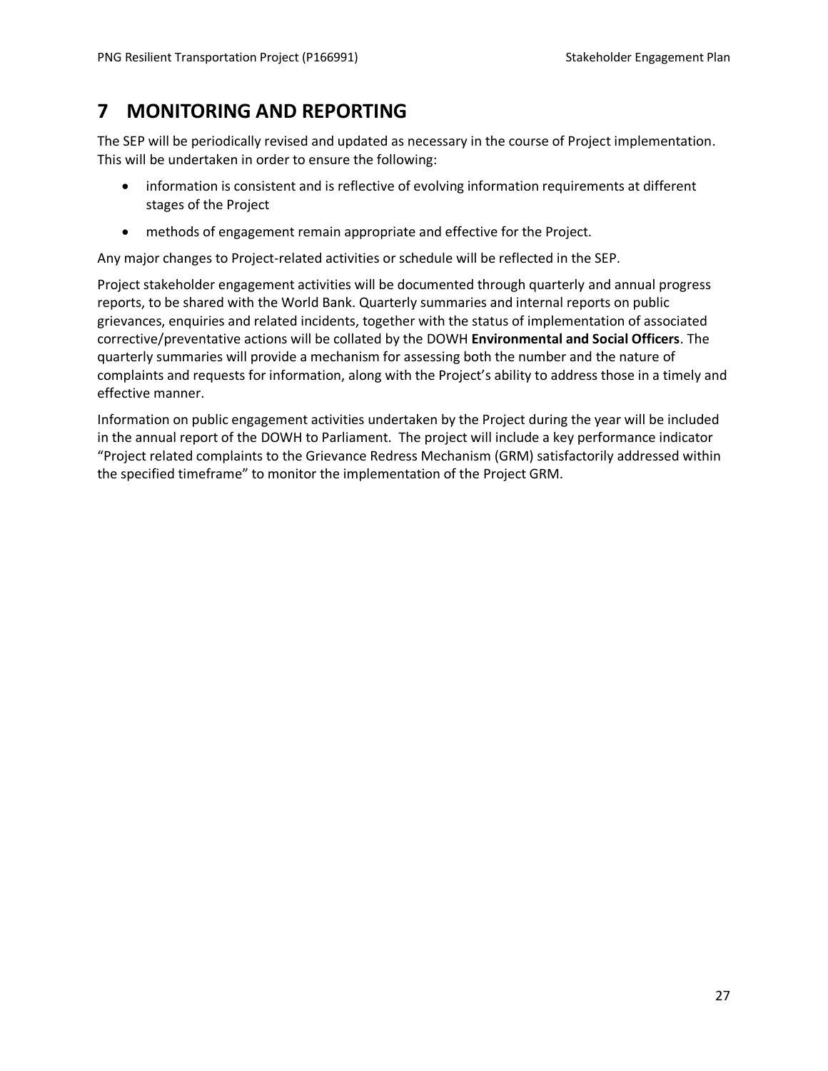# 7 MONITORING AND REPORTING

The SEP will be periodically revised and updated as necessary in the course of Project implementation. This will be undertaken in order to ensure the following:

- information is consistent and is reflective of evolving information requirements at different stages of the Project
- methods of engagement remain appropriate and effective for the Project.

Any major changes to Project-related activities or schedule will be reflected in the SEP.

Project stakeholder engagement activities will be documented through quarterly and annual progress reports, to be shared with the World Bank. Quarterly summaries and internal reports on public grievances, enquiries and related incidents, together with the status of implementation of associated corrective/preventative actions will be collated by the DOWH **Environmental and Social Officers**. The quarterly summaries will provide a mechanism for assessing both the number and the nature of complaints and requests for information, along with the Project's ability to address those in a timely and effective manner.

Information on public engagement activities undertaken by the Project during the year will be included in the annual report of the DOWH to Parliament. The project will include a key performance indicator "Project related complaints to the Grievance Redress Mechanism (GRM) satisfactorily addressed within the specified timeframe" to monitor the implementation of the Project GRM.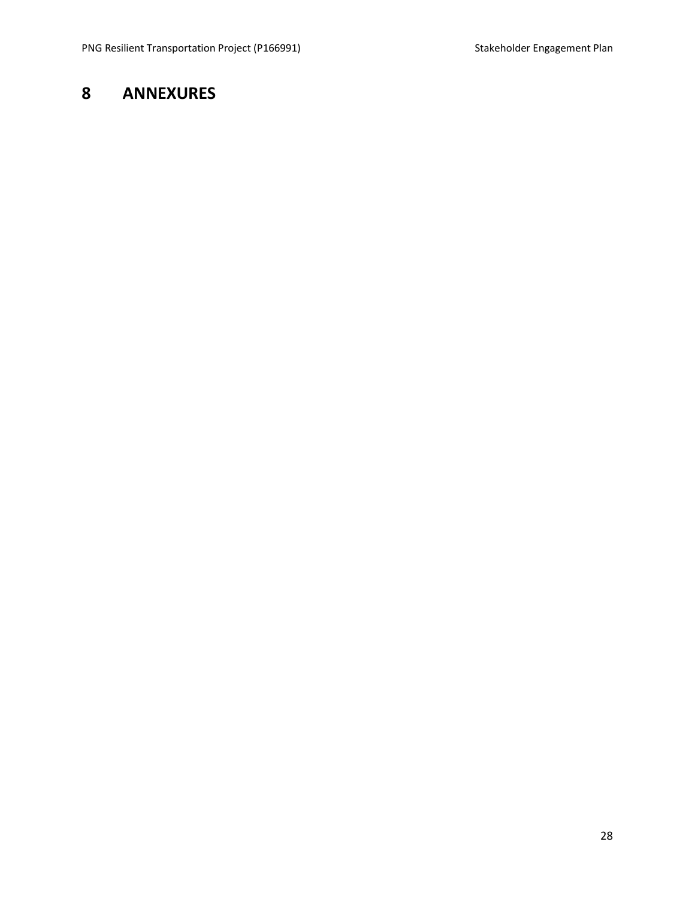# 8 ANNEXURES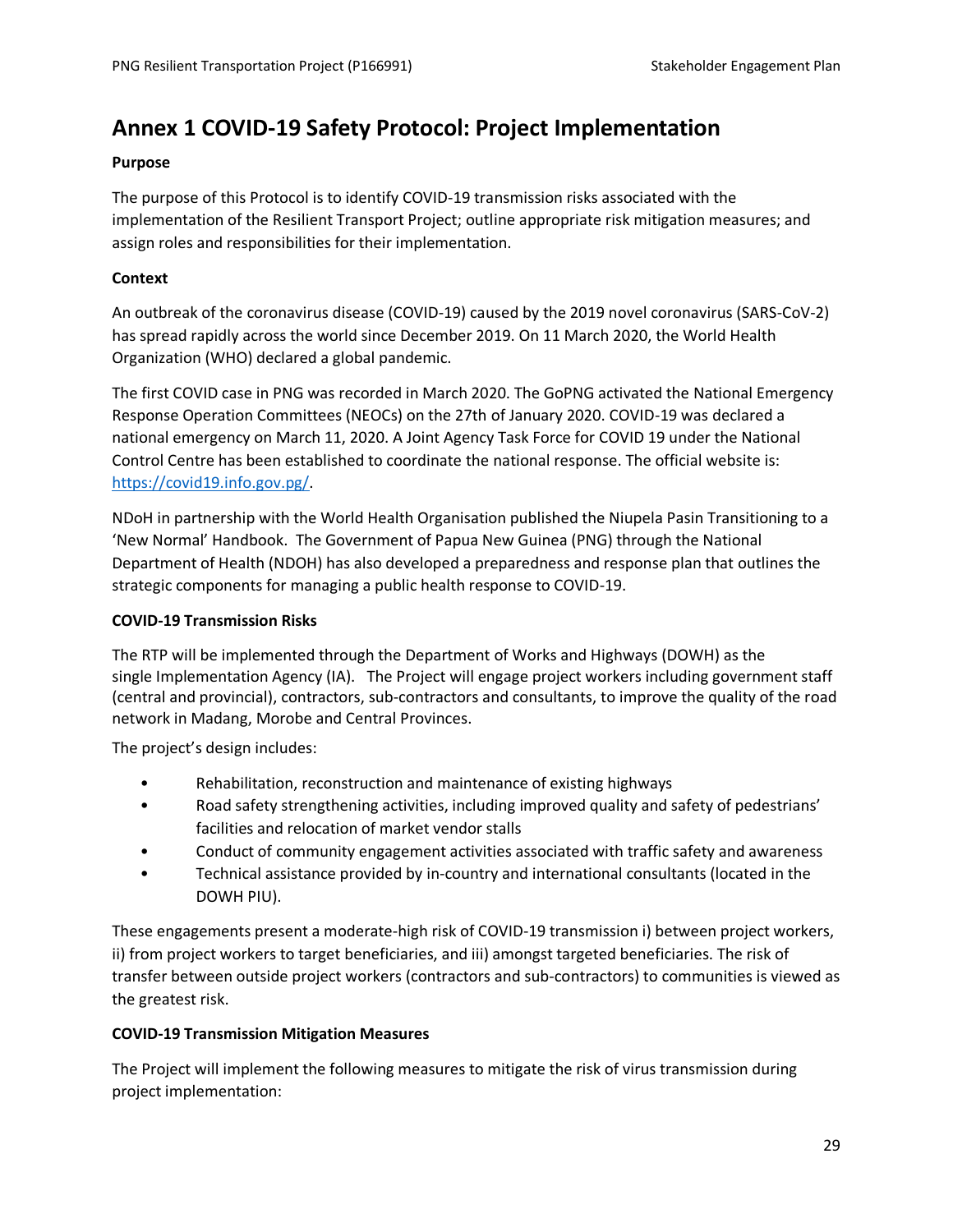# Annex 1 COVID-19 Safety Protocol: Project Implementation

**Purpose**

The purpose of this Protocol is to identify COVID-19 transmission risks associated with the implementation of the Resilient Transport Project; outline appropriate risk mitigation measures; and assign roles and responsibilities for their implementation.

**Context**

An outbreak of the coronavirus disease (COVID-19) caused by the 2019 novel coronavirus (SARS-CoV-2) has spread rapidly across the world since December 2019. On 11 March 2020, the World Health Organization (WHO) declared a global pandemic.

The first COVID case in PNG was recorded in March 2020. The GoPNG activated the National Emergency Response Operation Committees (NEOCs) on the 27th of January 2020. COVID-19 was declared a national emergency on March 11, 2020. A Joint Agency Task Force for COVID 19 under the National Control Centre has been established to coordinate the national response. The official website is: https://covid19.info.gov.pg/.

NDoH in partnership with the World Health Organisation published the Niupela Pasin Transitioning to a 'New Normal' Handbook. The Government of Papua New Guinea (PNG) through the National Department of Health (NDOH) has also developed a preparedness and response plan that outlines the strategic components for managing a public health response to COVID-19.

**COVID-19 Transmission Risks**

The RTP will be implemented through the Department of Works and Highways (DOWH) as the single Implementation Agency (IA). The Project will engage project workers including government staff (central and provincial), contractors, sub-contractors and consultants, to improve the quality of the road network in Madang, Morobe and Central Provinces.

The project's design includes:

- Rehabilitation, reconstruction and maintenance of existing highways
- Road safety strengthening activities, including improved quality and safety of pedestrians' facilities and relocation of market vendor stalls
- Conduct of community engagement activities associated with traffic safety and awareness
- Technical assistance provided by in-country and international consultants (located in the DOWH PIU).

These engagements present a moderate-high risk of COVID-19 transmission i) between project workers, ii) from project workers to target beneficiaries, and iii) amongst targeted beneficiaries. The risk of transfer between outside project workers (contractors and sub-contractors) to communities is viewed as the greatest risk.

**COVID-19 Transmission Mitigation Measures**

The Project will implement the following measures to mitigate the risk of virus transmission during project implementation: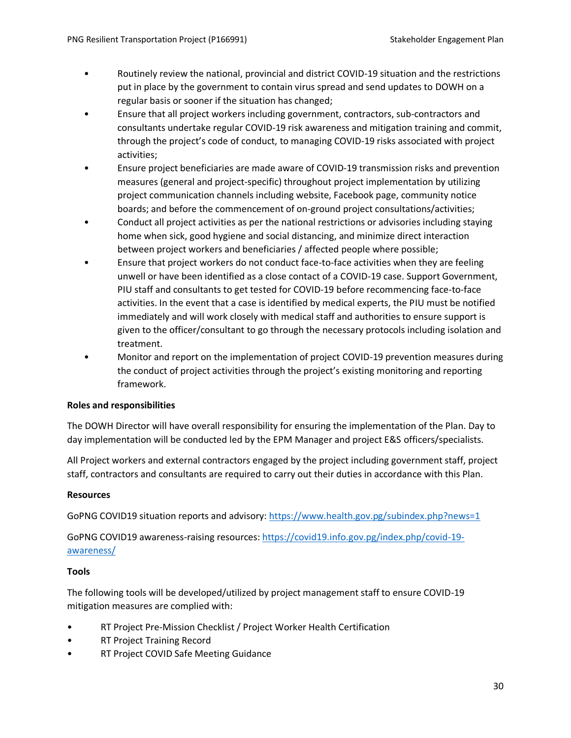- Routinely review the national, provincial and district COVID-19 situation and the restrictions put in place by the government to contain virus spread and send updates to DOWH on a regular basis or sooner if the situation has changed;
- Ensure that all project workers including government, contractors, sub-contractors and consultants undertake regular COVID-19 risk awareness and mitigation training and commit, through the project's code of conduct, to managing COVID-19 risks associated with project activities;
- Ensure project beneficiaries are made aware of COVID-19 transmission risks and prevention measures (general and project-specific) throughout project implementation by utilizing project communication channels including website, Facebook page, community notice boards; and before the commencement of on-ground project consultations/activities;
- Conduct all project activities as per the national restrictions or advisories including staying home when sick, good hygiene and social distancing, and minimize direct interaction between project workers and beneficiaries / affected people where possible;
- Ensure that project workers do not conduct face-to-face activities when they are feeling unwell or have been identified as a close contact of a COVID-19 case. Support Government, PIU staff and consultants to get tested for COVID-19 before recommencing face-to-face activities. In the event that a case is identified by medical experts, the PIU must be notified immediately and will work closely with medical staff and authorities to ensure support is given to the officer/consultant to go through the necessary protocols including isolation and treatment.
- Monitor and report on the implementation of project COVID-19 prevention measures during the conduct of project activities through the project's existing monitoring and reporting framework.

**Roles and responsibilities**

The DOWH Director will have overall responsibility for ensuring the implementation of the Plan. Day to day implementation will be conducted led by the EPM Manager and project E&S officers/specialists.

All Project workers and external contractors engaged by the project including government staff, project staff, contractors and consultants are required to carry out their duties in accordance with this Plan.

**Resources**

GoPNG COVID19 situation reports and advisory: [https://www.health.gov.pg/subindex.php?news=1](https://www.health.gov.pg/subindex.php?news=1)

GoPNG COVID19 awareness-raising resources: [https://covid19.info.gov.pg/index.php/covid-19-awareness/](https://covid19.info.gov.pg/index.php/covid-19-awareness/)

**Tools**

The following tools will be developed/utilized by project management staff to ensure COVID-19 mitigation measures are complied with:

- RT Project Pre-Mission Checklist / Project Worker Health Certification
- RT Project Training Record
- RT Project COVID Safe Meeting Guidance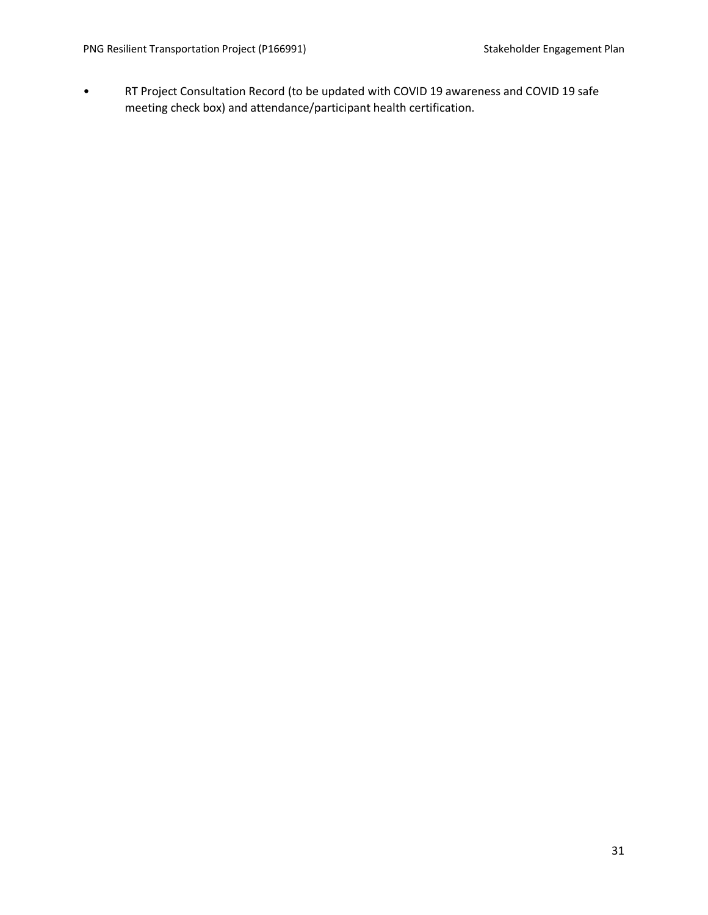- RT Project Consultation Record (to be updated with COVID 19 awareness and COVID 19 safe meeting check box) and attendance/participant health certification.